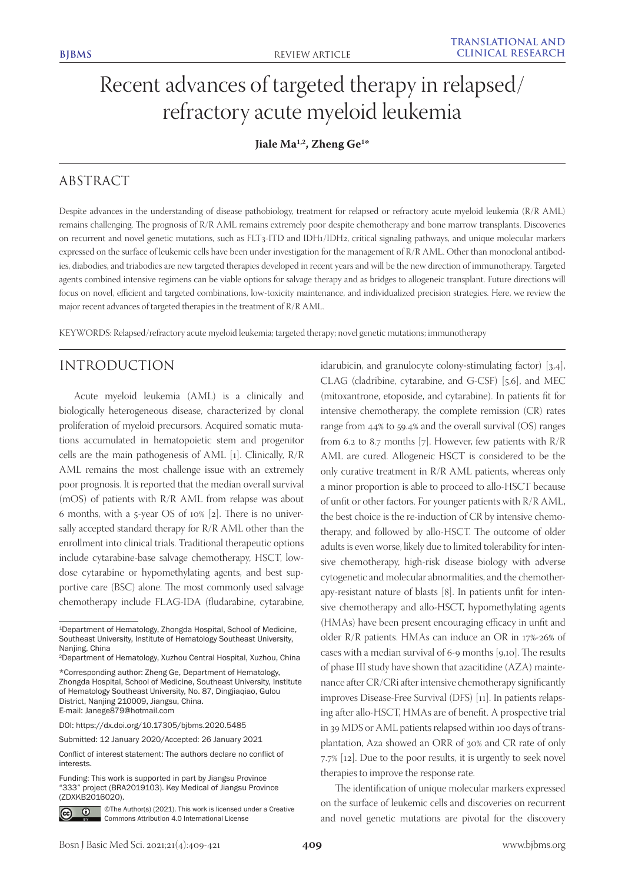# Recent advances of targeted therapy in relapsed/refractory acute myeloid leukemia

**Jiale Ma[1,2], Zheng Ge[1*]**

## ABSTRACT

Despite advances in the understanding of disease pathobiology, treatment for relapsed or refractory acute myeloid leukemia (R/R AML) remains challenging. The prognosis of R/R AML remains extremely poor despite chemotherapy and bone marrow transplants. Discoveries on recurrent and novel genetic mutations, such as FLT3-ITD and IDH1/IDH2, critical signaling pathways, and unique molecular markers expressed on the surface of leukemic cells have been under investigation for the management of R/R AML. Other than monoclonal antibodies, diabodies, and triabodies are new targeted therapies developed in recent years and will be the new direction of immunotherapy. Targeted agents combined intensive regimens can be viable options for salvage therapy and as bridges to allogeneic transplant. Future directions will focus on novel, efficient and targeted combinations, low-toxicity maintenance, and individualized precision strategies. Here, we review the major recent advances of targeted therapies in the treatment of R/R AML.

KEYWORDS: Relapsed/refractory acute myeloid leukemia; targeted therapy; novel genetic mutations; immunotherapy

## INTRODUCTION

Acute myeloid leukemia (AML) is a clinically and biologically heterogeneous disease, characterized by clonal proliferation of myeloid precursors. Acquired somatic mutations accumulated in hematopoietic stem and progenitor cells are the main pathogenesis of AML [1]. Clinically, R/R AML remains the most challenge issue with an extremely poor prognosis. It is reported that the median overall survival (mOS) of patients with R/R AML from relapse was about 6 months, with a 5-year OS of 10% [2]. There is no universally accepted standard therapy for R/R AML other than the enrollment into clinical trials. Traditional therapeutic options include cytarabine-base salvage chemotherapy, HSCT, low-dose cytarabine or hypomethylating agents, and best supportive care (BSC) alone. The most commonly used salvage chemotherapy include FLAG-IDA (fludarabine, cytarabine, idarubicin, and granulocyte colony-stimulating factor) [3,4], CLAG (cladribine, cytarabine, and G-CSF) [5,6], and MEC (mitoxantrone, etoposide, and cytarabine). In patients fit for intensive chemotherapy, the complete remission (CR) rates range from 44% to 59.4% and the overall survival (OS) ranges from 6.2 to 8.7 months [7]. However, few patients with R/R AML are cured. Allogeneic HSCT is considered to be the only curative treatment in R/R AML patients, whereas only a minor proportion is able to proceed to allo-HSCT because of unfit or other factors. For younger patients with R/R AML, the best choice is the re-induction of CR by intensive chemotherapy, and followed by allo-HSCT. The outcome of older adults is even worse, likely due to limited tolerability for intensive chemotherapy, high-risk disease biology with adverse cytogenetic and molecular abnormalities, and the chemotherapy-resistant nature of blasts [8]. In patients unfit for intensive chemotherapy and allo-HSCT, hypomethylating agents (HMAs) have been present encouraging efficacy in unfit and older R/R patients. HMAs can induce an OR in 17%-26% of cases with a median survival of 6-9 months [9,10]. The results of phase III study have shown that azacitidine (AZA) maintenance after CR/CRi after intensive chemotherapy significantly improves Disease-Free Survival (DFS) [11]. In patients relapsing after allo-HSCT, HMAs are of benefit. A prospective trial in 39 MDS or AML patients relapsed within 100 days of transplantation, Aza showed an ORR of 30% and CR rate of only 7.7% [12]. Due to the poor results, it is urgently to seek novel therapies to improve the response rate.

The identification of unique molecular markers expressed on the surface of leukemic cells and discoveries on recurrent and novel genetic mutations are pivotal for the discovery

---

[1]Department of Hematology, Zhongda Hospital, School of Medicine, Southeast University, Institute of Hematology Southeast University, Nanjing, China

[2]Department of Hematology, Xuzhou Central Hospital, Xuzhou, China

*Corresponding author: Zheng Ge, Department of Hematology, Zhongda Hospital, School of Medicine, Southeast University, Institute of Hematology Southeast University, No. 87, Dingjiaqiao, Gulou District, Nanjing 210009, Jiangsu, China. E-mail: Janege879@hotmail.com

DOI: https://dx.doi.org/10.17305/bjbms.2020.5485

Submitted: 12 January 2020/Accepted: 26 January 2021

Conflict of interest statement: The authors declare no conflict of interests.

Funding: This work is supported in part by Jiangsu Province "333" project (BRA2019103). Key Medical of Jiangsu Province (ZDXKB2016020).

©The Author(s) (2021). This work is licensed under a Creative Commons Attribution 4.0 International License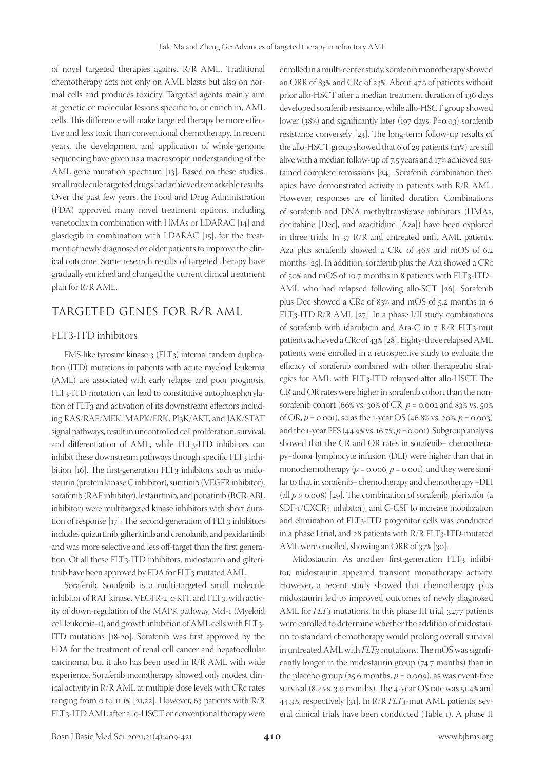of novel targeted therapies against R/R AML. Traditional chemotherapy acts not only on AML blasts but also on normal cells and produces toxicity. Targeted agents mainly aim at genetic or molecular lesions specific to, or enrich in, AML cells. This difference will make targeted therapy be more effective and less toxic than conventional chemotherapy. In recent years, the development and application of whole-genome sequencing have given us a macroscopic understanding of the AML gene mutation spectrum [13]. Based on these studies, small molecule targeted drugs had achieved remarkable results. Over the past few years, the Food and Drug Administration (FDA) approved many novel treatment options, including venetoclax in combination with HMAs or LDARAC [14] and glasdegib in combination with LDARAC [15], for the treatment of newly diagnosed or older patients to improve the clinical outcome. Some research results of targeted therapy have gradually enriched and changed the current clinical treatment plan for R/R AML.

## TARGETED GENES FOR R/R AML

### FLT3-ITD inhibitors

FMS-like tyrosine kinase 3 (FLT3) internal tandem duplication (ITD) mutations in patients with acute myeloid leukemia (AML) are associated with early relapse and poor prognosis. FLT3-ITD mutation can lead to constitutive autophosphorylation of FLT3 and activation of its downstream effectors including RAS/RAF/MEK, MAPK/ERK, PI3K/AKT, and JAK/STAT signal pathways, result in uncontrolled cell proliferation, survival, and differentiation of AML, while FLT3-ITD inhibitors can inhibit these downstream pathways through specific FLT3 inhibition [16]. The first-generation FLT3 inhibitors such as midostaurin (protein kinase C inhibitor), sunitinib (VEGFR inhibitor), sorafenib (RAF inhibitor), lestaurtinib, and ponatinib (BCR-ABL inhibitor) were multitargeted kinase inhibitors with short duration of response [17]. The second-generation of FLT3 inhibitors includes quizartinib, gilteritinib and crenolanib, and pexidartinib and was more selective and less off-target than the first generation. Of all these FLT3-ITD inhibitors, midostaurin and gilteritinib have been approved by FDA for FLT3 mutated AML.

Sorafenib. Sorafenib is a multi-targeted small molecule inhibitor of RAF kinase, VEGFR-2, c-KIT, and FLT3, with activity of down-regulation of the MAPK pathway, Mcl-1 (Myeloid cell leukemia-1), and growth inhibition of AML cells with FLT3-ITD mutations [18-20]. Sorafenib was first approved by the FDA for the treatment of renal cell cancer and hepatocellular carcinoma, but it also has been used in R/R AML with wide experience. Sorafenib monotherapy showed only modest clinical activity in R/R AML at multiple dose levels with CRc rates ranging from 0 to 11.1% [21,22]. However, 63 patients with R/R FLT3-ITD AML after allo-HSCT or conventional therapy were enrolled in a multi-center study, sorafenib monotherapy showed an ORR of 83% and CRc of 23%. About 47% of patients without prior allo-HSCT after a median treatment duration of 136 days developed sorafenib resistance, while allo-HSCT group showed lower (38%) and significantly later (197 days, P=0.03) sorafenib resistance conversely [23]. The long-term follow-up results of the allo-HSCT group showed that 6 of 29 patients (21%) are still alive with a median follow-up of 7.5 years and 17% achieved sustained complete remissions [24]. Sorafenib combination therapies have demonstrated activity in patients with R/R AML. However, responses are of limited duration. Combinations of sorafenib and DNA methyltransferase inhibitors (HMAs, decitabine [Dec], and azacitidine [Aza]) have been explored in three trials. In 37 R/R and untreated unfit AML patients, Aza plus sorafenib showed a CRc of 46% and mOS of 6.2 months [25]. In addition, sorafenib plus the Aza showed a CRc of 50% and mOS of 10.7 months in 8 patients with FLT3-ITD+ AML who had relapsed following allo-SCT [26]. Sorafenib plus Dec showed a CRc of 83% and mOS of 5.2 months in 6 FLT3-ITD R/R AML [27]. In a phase I/II study, combinations of sorafenib with idarubicin and Ara-C in 7 R/R FLT3-mut patients achieved a CRc of 43% [28]. Eighty-three relapsed AML patients were enrolled in a retrospective study to evaluate the efficacy of sorafenib combined with other therapeutic strategies for AML with FLT3-ITD relapsed after allo-HSCT. The CR and OR rates were higher in sorafenib cohort than the nonsorafenib cohort (66% vs. 30% of CR, $p = 0.002$ and 83% vs. 50% of OR, $p = 0.001$), so as the 1-year OS (46.8% vs. 20%, $p = 0.003$) and the 1-year PFS (44.9% vs. 16.7%, $p = 0.001$). Subgroup analysis showed that the CR and OR rates in sorafenib+ chemotherapy+donor lymphocyte infusion (DLI) were higher than that in monochemotherapy ($p = 0.006$, $p = 0.001$), and they were similar to that in sorafenib+ chemotherapy and chemotherapy +DLI (all $p > 0.008$) [29]. The combination of sorafenib, plerixafor (a SDF-1/CXCR4 inhibitor), and G-CSF to increase mobilization and elimination of FLT3-ITD progenitor cells was conducted in a phase I trial, and 28 patients with R/R FLT3-ITD-mutated AML were enrolled, showing an ORR of 37% [30].

Midostaurin. As another first-generation FLT3 inhibitor, midostaurin appeared transient monotherapy activity. However, a recent study showed that chemotherapy plus midostaurin led to improved outcomes of newly diagnosed AML for *FLT3* mutations. In this phase III trial, 3277 patients were enrolled to determine whether the addition of midostaurin to standard chemotherapy would prolong overall survival in untreated AML with *FLT3* mutations. The mOS was significantly longer in the midostaurin group (74.7 months) than in the placebo group (25.6 months, $p = 0.009$), as was event-free survival (8.2 vs. 3.0 months). The 4-year OS rate was 51.4% and 44.3%, respectively [31]. In R/R *FLT3*-mut AML patients, several clinical trials have been conducted (Table 1). A phase II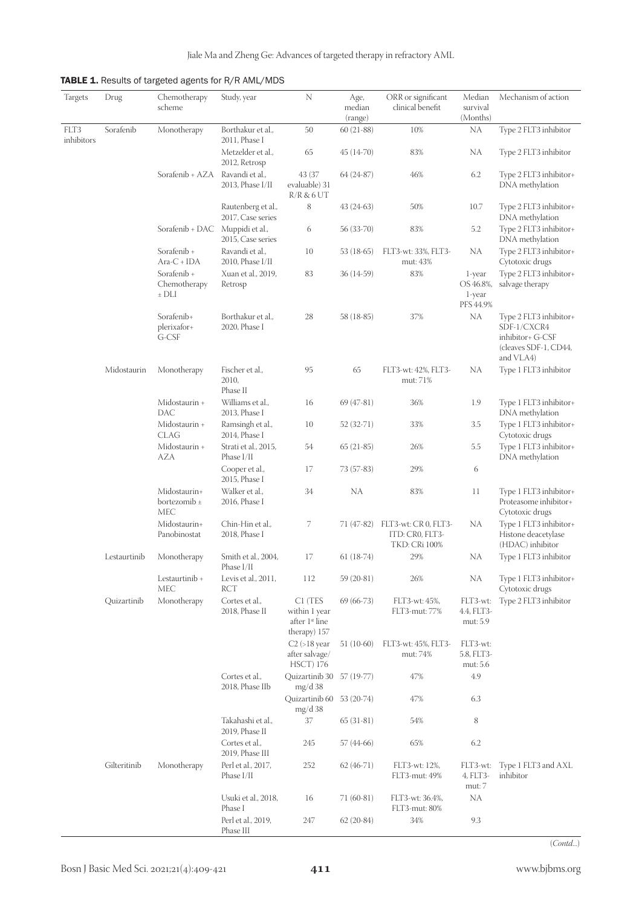**TABLE 1.** Results of targeted agents for R/R AML/MDS

| Targets | Drug | Chemotherapy scheme | Study, year | N | Age, median (range) | ORR or significant clinical benefit | Median survival (Months) | Mechanism of action |
|---|---|---|---|---|---|---|---|---|
| FLT3 inhibitors | Sorafenib | Monotherapy | Borthakur et al., 2011, Phase I | 50 | 60 (21-88) | 10% | NA | Type 2 FLT3 inhibitor |
| | | | Metzelder et al., 2012, Retrosp | 65 | 45 (14-70) | 83% | NA | Type 2 FLT3 inhibitor |
| | | Sorafenib + AZA | Ravandi et al., 2013, Phase I/II | 43 (37 evaluable) 31 R/R & 6 UT | 64 (24-87) | 46% | 6.2 | Type 2 FLT3 inhibitor+ DNA methylation |
| | | | Rautenberg et al., 2017, Case series | 8 | 43 (24-63) | 50% | 10.7 | Type 2 FLT3 inhibitor+ DNA methylation |
| | | Sorafenib + DAC | Muppidi et al., 2015, Case series | 6 | 56 (33-70) | 83% | 5.2 | Type 2 FLT3 inhibitor+ DNA methylation |
| | | Sorafenib + Ara-C + IDA | Ravandi et al., 2010, Phase I/II | 10 | 53 (18-65) | FLT3-wt: 33%, FLT3-mut: 43% | NA | Type 2 FLT3 inhibitor+ Cytotoxic drugs |
| | | Sorafenib + Chemotherapy ± DLI | Xuan et al., 2019, Retrosp | 83 | 36 (14-59) | 83% | 1-year OS 46.8%, 1-year PFS 44.9% | Type 2 FLT3 inhibitor+ salvage therapy |
| | | Sorafenib+ plerixafor+ G-CSF | Borthakur et al., 2020, Phase I | 28 | 58 (18-85) | 37% | NA | Type 2 FLT3 inhibitor+ SDF-1/CXCR4 inhibitor+ G-CSF (cleaves SDF-1, CD44, and VLA4) |
| | Midostaurin | Monotherapy | Fischer et al., 2010, Phase II | 95 | 65 | FLT3-wt: 42%, FLT3-mut: 71% | NA | Type 1 FLT3 inhibitor |
| | | Midostaurin + DAC | Williams et al., 2013, Phase I | 16 | 69 (47-81) | 36% | 1.9 | Type 1 FLT3 inhibitor+ DNA methylation |
| | | Midostaurin + CLAG | Ramsingh et al., 2014, Phase I | 10 | 52 (32-71) | 33% | 3.5 | Type 1 FLT3 inhibitor+ Cytotoxic drugs |
| | | Midostaurin + AZA | Strati et al., 2015, Phase I/II | 54 | 65 (21-85) | 26% | 5.5 | Type 1 FLT3 inhibitor+ DNA methylation |
| | | | Cooper et al., 2015, Phase I | 17 | 73 (57-83) | 29% | 6 | |
| | | Midostaurin+ bortezomib ± MEC | Walker et al., 2016, Phase I | 34 | NA | 83% | 11 | Type 1 FLT3 inhibitor+ Proteasome inhibitor+ Cytotoxic drugs |
| | | Midostaurin+ Panobinostat | Chin-Hin et al., 2018, Phase I | 7 | 71 (47-82) | FLT3-wt: CR 0, FLT3-ITD: CR0, FLT3-TKD: CRi 100% | NA | Type 1 FLT3 inhibitor+ Histone deacetylase (HDAC) inhibitor |
| | Lestaurtinib | Monotherapy | Smith et al., 2004, Phase I/II | 17 | 61 (18-74) | 29% | NA | Type 1 FLT3 inhibitor |
| | | Lestaurtinib + MEC | Levis et al., 2011, RCT | 112 | 59 (20-81) | 26% | NA | Type 1 FLT3 inhibitor+ Cytotoxic drugs |
| | Quizartinib | Monotherapy | Cortes et al., 2018, Phase II | C1 (TES within 1 year after 1st line therapy) 157 | 69 (66-73) | FLT3-wt: 45%, FLT3-mut: 77% | FLT3-wt: 4.4, FLT3-mut: 5.9 | Type 2 FLT3 inhibitor |
| | | | | C2 (>18 year after salvage/ HSCT) 176 | 51 (10-60) | FLT3-wt: 45%, FLT3-mut: 74% | FLT3-wt: 5.8, FLT3-mut: 5.6 | |
| | | | Cortes et al., 2018, Phase IIb | Quizartinib 30 mg/d 38 | 57 (19-77) | 47% | 4.9 | |
| | | | | Quizartinib 60 mg/d 38 | 53 (20-74) | 47% | 6.3 | |
| | | | Takahashi et al., 2019, Phase II | 37 | 65 (31-81) | 54% | 8 | |
| | | | Cortes et al., 2019, Phase III | 245 | 57 (44-66) | 65% | 6.2 | |
| | Gilteritinib | Monotherapy | Perl et al., 2017, Phase I/II | 252 | 62 (46-71) | FLT3-wt: 12%, FLT3-mut: 49% | FLT3-wt: 4, FLT3-mut: 7 | Type 1 FLT3 and AXL inhibitor |
| | | | Usuki et al., 2018, Phase I | 16 | 71 (60-81) | FLT3-wt: 36.4%, FLT3-mut: 80% | NA | |
| | | | Perl et al., 2019, Phase III | 247 | 62 (20-84) | 34% | 9.3 | |

(*Contd...*)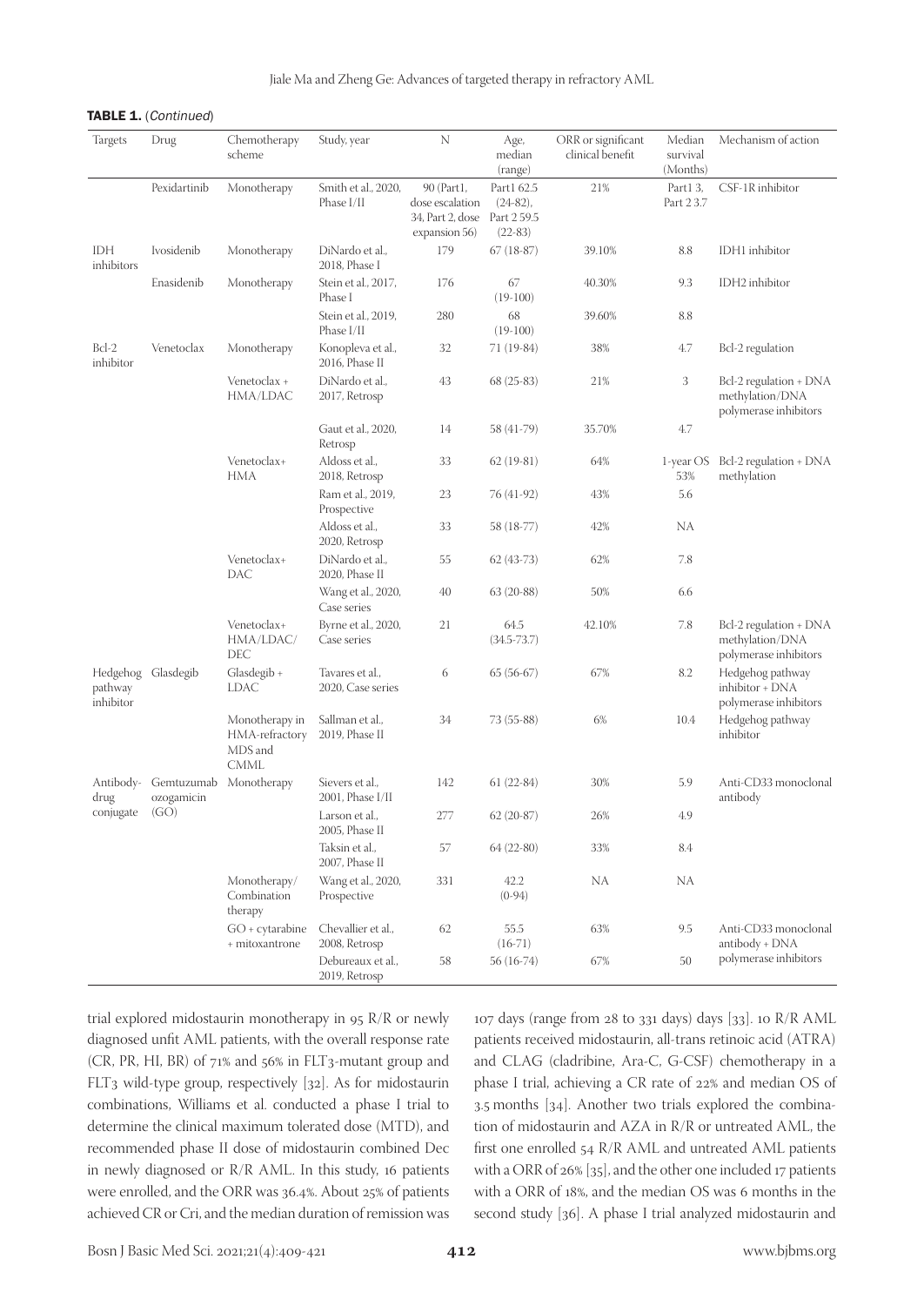**TABLE 1.** (*Continued*)

| Targets | Drug | Chemotherapy scheme | Study, year | N | Age, median (range) | ORR or significant clinical benefit | Median survival (Months) | Mechanism of action |
|---|---|---|---|---|---|---|---|---|
| | Pexidartinib | Monotherapy | Smith et al., 2020, Phase I/II | 90 (Part1, dose escalation 34, Part 2, dose expansion 56) | Part1 62.5 (24-82), Part 2 59.5 (22-83) | 21% | Part1 3, Part 2 3.7 | CSF-1R inhibitor |
| IDH inhibitors | Ivosidenib | Monotherapy | DiNardo et al., 2018, Phase I | 179 | 67 (18-87) | 39.10% | 8.8 | IDH1 inhibitor |
| | Enasidenib | Monotherapy | Stein et al., 2017, Phase I | 176 | 67 (19-100) | 40.30% | 9.3 | IDH2 inhibitor |
| | | | Stein et al., 2019, Phase I/II | 280 | 68 (19-100) | 39.60% | 8.8 | |
| Bcl-2 inhibitor | Venetoclax | Monotherapy | Konopleva et al., 2016, Phase II | 32 | 71 (19-84) | 38% | 4.7 | Bcl-2 regulation |
| | | Venetoclax + HMA/LDAC | DiNardo et al., 2017, Retrosp | 43 | 68 (25-83) | 21% | 3 | Bcl-2 regulation + DNA methylation/DNA polymerase inhibitors |
| | | | Gaut et al., 2020, Retrosp | 14 | 58 (41-79) | 35.70% | 4.7 | |
| | | Venetoclax+ HMA | Aldoss et al., 2018, Retrosp | 33 | 62 (19-81) | 64% | 1-year OS 53% | Bcl-2 regulation + DNA methylation |
| | | | Ram et al., 2019, Prospective | 23 | 76 (41-92) | 43% | 5.6 | |
| | | | Aldoss et al., 2020, Retrosp | 33 | 58 (18-77) | 42% | NA | |
| | | Venetoclax+ DAC | DiNardo et al., 2020, Phase II | 55 | 62 (43-73) | 62% | 7.8 | |
| | | | Wang et al., 2020, Case series | 40 | 63 (20-88) | 50% | 6.6 | |
| | | Venetoclax+ HMA/LDAC/ DEC | Byrne et al., 2020, Case series | 21 | 64.5 (34.5-73.7) | 42.10% | 7.8 | Bcl-2 regulation + DNA methylation/DNA polymerase inhibitors |
| Hedgehog pathway inhibitor | Glasdegib | Glasdegib + LDAC | Tavares et al., 2020, Case series | 6 | 65 (56-67) | 67% | 8.2 | Hedgehog pathway inhibitor + DNA polymerase inhibitors |
| | | Monotherapy in HMA-refractory MDS and CMML | Sallman et al., 2019, Phase II | 34 | 73 (55-88) | 6% | 10.4 | Hedgehog pathway inhibitor |
| Antibody-drug conjugate | Gemtuzumab ozogamicin (GO) | Monotherapy | Sievers et al., 2001, Phase I/II | 142 | 61 (22-84) | 30% | 5.9 | Anti-CD33 monoclonal antibody |
| | | | Larson et al., 2005, Phase II | 277 | 62 (20-87) | 26% | 4.9 | |
| | | | Taksin et al., 2007, Phase II | 57 | 64 (22-80) | 33% | 8.4 | |
| | | Monotherapy/ Combination therapy | Wang et al., 2020, Prospective | 331 | 42.2 (0-94) | NA | NA | |
| | | GO + cytarabine + mitoxantrone | Chevallier et al., 2008, Retrosp | 62 | 55.5 (16-71) | 63% | 9.5 | Anti-CD33 monoclonal antibody + DNA polymerase inhibitors |
| | | | Debureaux et al., 2019, Retrosp | 58 | 56 (16-74) | 67% | 50 | |

trial explored midostaurin monotherapy in 95 R/R or newly diagnosed unfit AML patients, with the overall response rate (CR, PR, HI, BR) of 71% and 56% in FLT3-mutant group and FLT3 wild-type group, respectively [32]. As for midostaurin combinations, Williams et al. conducted a phase I trial to determine the clinical maximum tolerated dose (MTD), and recommended phase II dose of midostaurin combined Dec in newly diagnosed or R/R AML. In this study, 16 patients were enrolled, and the ORR was 36.4%. About 25% of patients achieved CR or Cri, and the median duration of remission was 107 days (range from 28 to 331 days) days [33]. 10 R/R AML patients received midostaurin, all-trans retinoic acid (ATRA) and CLAG (cladribine, Ara-C, G-CSF) chemotherapy in a phase I trial, achieving a CR rate of 22% and median OS of 3.5 months [34]. Another two trials explored the combination of midostaurin and AZA in R/R or untreated AML, the first one enrolled 54 R/R AML and untreated AML patients with a ORR of 26% [35], and the other one included 17 patients with a ORR of 18%, and the median OS was 6 months in the second study [36]. A phase I trial analyzed midostaurin and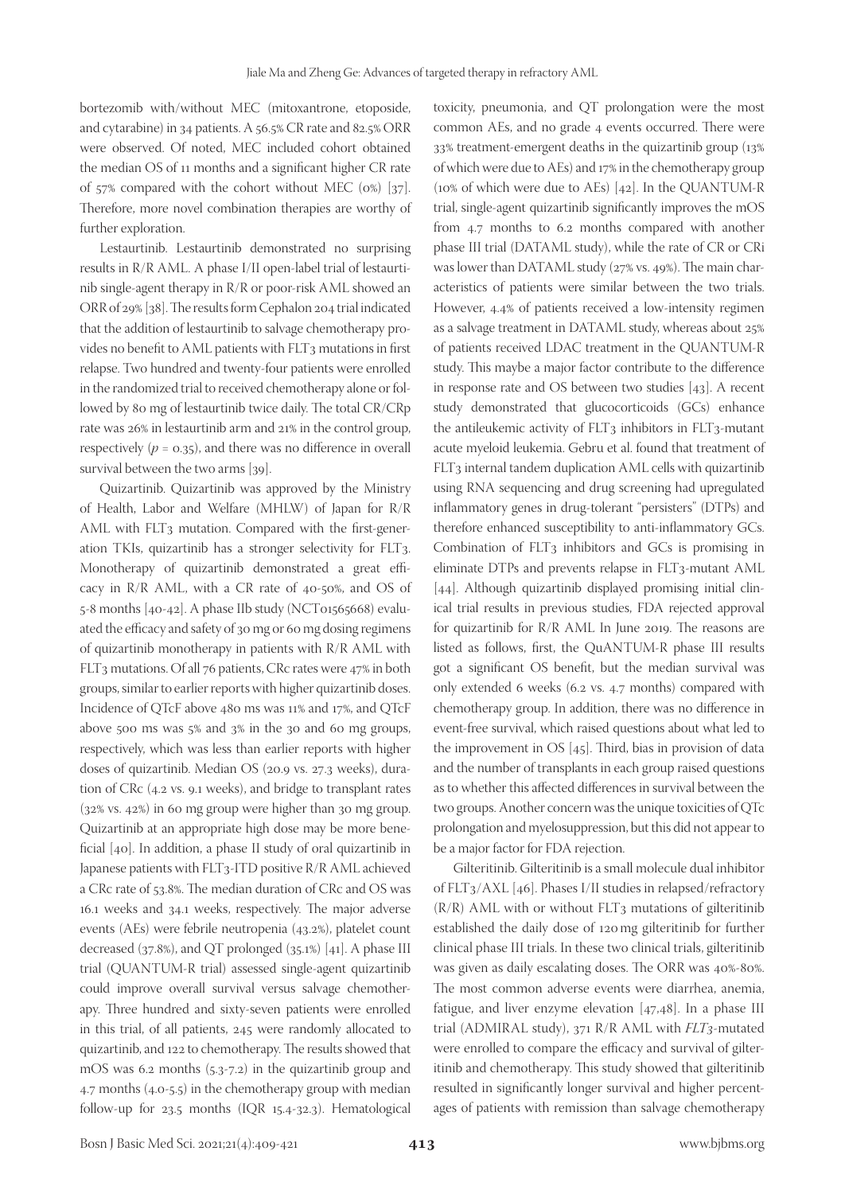bortezomib with/without MEC (mitoxantrone, etoposide, and cytarabine) in 34 patients. A 56.5% CR rate and 82.5% ORR were observed. Of noted, MEC included cohort obtained the median OS of 11 months and a significant higher CR rate of 57% compared with the cohort without MEC (0%) [37]. Therefore, more novel combination therapies are worthy of further exploration.

Lestaurtinib. Lestaurtinib demonstrated no surprising results in R/R AML. A phase I/II open-label trial of lestaurtinib single-agent therapy in R/R or poor-risk AML showed an ORR of 29% [38]. The results form Cephalon 204 trial indicated that the addition of lestaurtinib to salvage chemotherapy provides no benefit to AML patients with FLT3 mutations in first relapse. Two hundred and twenty-four patients were enrolled in the randomized trial to received chemotherapy alone or followed by 80 mg of lestaurtinib twice daily. The total CR/CRp rate was 26% in lestaurtinib arm and 21% in the control group, respectively ($p = 0.35$), and there was no difference in overall survival between the two arms [39].

Quizartinib. Quizartinib was approved by the Ministry of Health, Labor and Welfare (MHLW) of Japan for R/R AML with FLT3 mutation. Compared with the first-generation TKIs, quizartinib has a stronger selectivity for FLT3. Monotherapy of quizartinib demonstrated a great efficacy in R/R AML, with a CR rate of 40-50%, and OS of 5-8 months [40-42]. A phase IIb study (NCT01565668) evaluated the efficacy and safety of 30 mg or 60 mg dosing regimens of quizartinib monotherapy in patients with R/R AML with FLT3 mutations. Of all 76 patients, CRc rates were 47% in both groups, similar to earlier reports with higher quizartinib doses. Incidence of QTcF above 480 ms was 11% and 17%, and QTcF above 500 ms was 5% and 3% in the 30 and 60 mg groups, respectively, which was less than earlier reports with higher doses of quizartinib. Median OS (20.9 vs. 27.3 weeks), duration of CRc (4.2 vs. 9.1 weeks), and bridge to transplant rates (32% vs. 42%) in 60 mg group were higher than 30 mg group. Quizartinib at an appropriate high dose may be more beneficial [40]. In addition, a phase II study of oral quizartinib in Japanese patients with FLT3-ITD positive R/R AML achieved a CRc rate of 53.8%. The median duration of CRc and OS was 16.1 weeks and 34.1 weeks, respectively. The major adverse events (AEs) were febrile neutropenia (43.2%), platelet count decreased (37.8%), and QT prolonged (35.1%) [41]. A phase III trial (QUANTUM-R trial) assessed single-agent quizartinib could improve overall survival versus salvage chemotherapy. Three hundred and sixty-seven patients were enrolled in this trial, of all patients, 245 were randomly allocated to quizartinib, and 122 to chemotherapy. The results showed that mOS was 6.2 months (5.3-7.2) in the quizartinib group and 4.7 months (4.0-5.5) in the chemotherapy group with median follow-up for 23.5 months (IQR 15.4-32.3). Hematological toxicity, pneumonia, and QT prolongation were the most common AEs, and no grade 4 events occurred. There were 33% treatment-emergent deaths in the quizartinib group (13% of which were due to AEs) and 17% in the chemotherapy group (10% of which were due to AEs) [42]. In the QUANTUM-R trial, single-agent quizartinib significantly improves the mOS from 4.7 months to 6.2 months compared with another phase III trial (DATAML study), while the rate of CR or CRi was lower than DATAML study (27% vs. 49%). The main characteristics of patients were similar between the two trials. However, 4.4% of patients received a low-intensity regimen as a salvage treatment in DATAML study, whereas about 25% of patients received LDAC treatment in the QUANTUM-R study. This maybe a major factor contribute to the difference in response rate and OS between two studies [43]. A recent study demonstrated that glucocorticoids (GCs) enhance the antileukemic activity of FLT3 inhibitors in FLT3-mutant acute myeloid leukemia. Gebru et al. found that treatment of FLT3 internal tandem duplication AML cells with quizartinib using RNA sequencing and drug screening had upregulated inflammatory genes in drug-tolerant "persisters" (DTPs) and therefore enhanced susceptibility to anti-inflammatory GCs. Combination of FLT3 inhibitors and GCs is promising in eliminate DTPs and prevents relapse in FLT3-mutant AML [44]. Although quizartinib displayed promising initial clinical trial results in previous studies, FDA rejected approval for quizartinib for R/R AML In June 2019. The reasons are listed as follows, first, the QuANTUM-R phase III results got a significant OS benefit, but the median survival was only extended 6 weeks (6.2 vs. 4.7 months) compared with chemotherapy group. In addition, there was no difference in event-free survival, which raised questions about what led to the improvement in OS [45]. Third, bias in provision of data and the number of transplants in each group raised questions as to whether this affected differences in survival between the two groups. Another concern was the unique toxicities of QTc prolongation and myelosuppression, but this did not appear to be a major factor for FDA rejection.

Gilteritinib. Gilteritinib is a small molecule dual inhibitor of FLT3/AXL [46]. Phases I/II studies in relapsed/refractory (R/R) AML with or without FLT3 mutations of gilteritinib established the daily dose of 120 mg gilteritinib for further clinical phase III trials. In these two clinical trials, gilteritinib was given as daily escalating doses. The ORR was 40%-80%. The most common adverse events were diarrhea, anemia, fatigue, and liver enzyme elevation [47,48]. In a phase III trial (ADMIRAL study), 371 R/R AML with *FLT3*-mutated were enrolled to compare the efficacy and survival of gilteritinib and chemotherapy. This study showed that gilteritinib resulted in significantly longer survival and higher percentages of patients with remission than salvage chemotherapy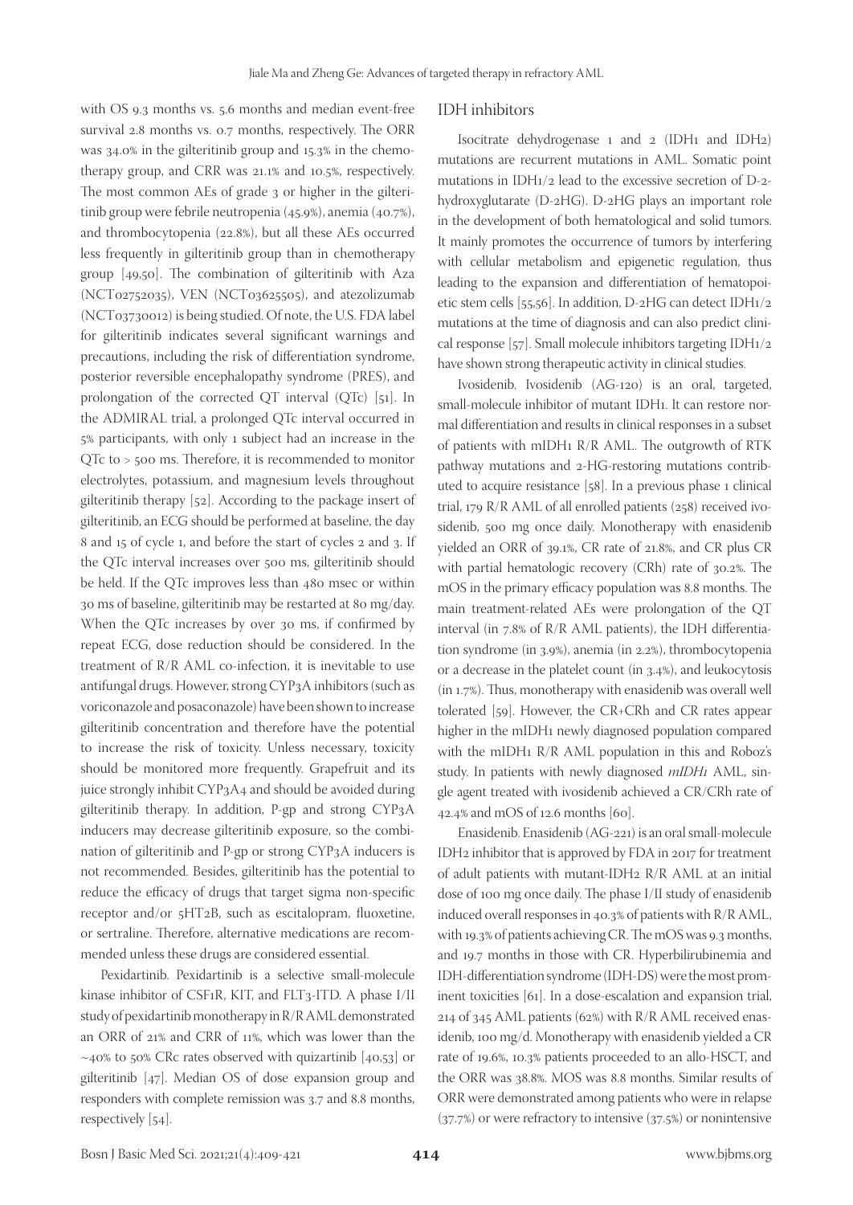with OS 9.3 months vs. 5.6 months and median event-free survival 2.8 months vs. 0.7 months, respectively. The ORR was 34.0% in the gilteritinib group and 15.3% in the chemotherapy group, and CRR was 21.1% and 10.5%, respectively. The most common AEs of grade 3 or higher in the gilteritinib group were febrile neutropenia (45.9%), anemia (40.7%), and thrombocytopenia (22.8%), but all these AEs occurred less frequently in gilteritinib group than in chemotherapy group [49,50]. The combination of gilteritinib with Aza (NCT02752035), VEN (NCT03625505), and atezolizumab (NCT03730012) is being studied. Of note, the U.S. FDA label for gilteritinib indicates several significant warnings and precautions, including the risk of differentiation syndrome, posterior reversible encephalopathy syndrome (PRES), and prolongation of the corrected QT interval (QTc) [51]. In the ADMIRAL trial, a prolonged QTc interval occurred in 5% participants, with only 1 subject had an increase in the QTc to > 500 ms. Therefore, it is recommended to monitor electrolytes, potassium, and magnesium levels throughout gilteritinib therapy [52]. According to the package insert of gilteritinib, an ECG should be performed at baseline, the day 8 and 15 of cycle 1, and before the start of cycles 2 and 3. If the QTc interval increases over 500 ms, gilteritinib should be held. If the QTc improves less than 480 msec or within 30 ms of baseline, gilteritinib may be restarted at 80 mg/day. When the QTc increases by over 30 ms, if confirmed by repeat ECG, dose reduction should be considered. In the treatment of R/R AML co-infection, it is inevitable to use antifungal drugs. However, strong CYP3A inhibitors (such as voriconazole and posaconazole) have been shown to increase gilteritinib concentration and therefore have the potential to increase the risk of toxicity. Unless necessary, toxicity should be monitored more frequently. Grapefruit and its juice strongly inhibit CYP3A4 and should be avoided during gilteritinib therapy. In addition, P-gp and strong CYP3A inducers may decrease gilteritinib exposure, so the combination of gilteritinib and P-gp or strong CYP3A inducers is not recommended. Besides, gilteritinib has the potential to reduce the efficacy of drugs that target sigma non-specific receptor and/or 5HT2B, such as escitalopram, fluoxetine, or sertraline. Therefore, alternative medications are recommended unless these drugs are considered essential.

Pexidartinib. Pexidartinib is a selective small-molecule kinase inhibitor of CSF1R, KIT, and FLT3-ITD. A phase I/II study of pexidartinib monotherapy in R/R AML demonstrated an ORR of 21% and CRR of 11%, which was lower than the ~40% to 50% CRc rates observed with quizartinib [40,53] or gilteritinib [47]. Median OS of dose expansion group and responders with complete remission was 3.7 and 8.8 months, respectively [54].

### IDH inhibitors

Isocitrate dehydrogenase 1 and 2 (IDH1 and IDH2) mutations are recurrent mutations in AML. Somatic point mutations in IDH1/2 lead to the excessive secretion of D-2-hydroxyglutarate (D-2HG). D-2HG plays an important role in the development of both hematological and solid tumors. It mainly promotes the occurrence of tumors by interfering with cellular metabolism and epigenetic regulation, thus leading to the expansion and differentiation of hematopoietic stem cells [55,56]. In addition, D-2HG can detect IDH1/2 mutations at the time of diagnosis and can also predict clinical response [57]. Small molecule inhibitors targeting IDH1/2 have shown strong therapeutic activity in clinical studies.

Ivosidenib. Ivosidenib (AG-120) is an oral, targeted, small-molecule inhibitor of mutant IDH1. It can restore normal differentiation and results in clinical responses in a subset of patients with mIDH1 R/R AML. The outgrowth of RTK pathway mutations and 2-HG-restoring mutations contributed to acquire resistance [58]. In a previous phase 1 clinical trial, 179 R/R AML of all enrolled patients (258) received ivosidenib, 500 mg once daily. Monotherapy with enasidenib yielded an ORR of 39.1%, CR rate of 21.8%, and CR plus CR with partial hematologic recovery (CRh) rate of 30.2%. The mOS in the primary efficacy population was 8.8 months. The main treatment-related AEs were prolongation of the QT interval (in 7.8% of R/R AML patients), the IDH differentiation syndrome (in 3.9%), anemia (in 2.2%), thrombocytopenia or a decrease in the platelet count (in 3.4%), and leukocytosis (in 1.7%). Thus, monotherapy with enasidenib was overall well tolerated [59]. However, the CR+CRh and CR rates appear higher in the mIDH1 newly diagnosed population compared with the mIDH1 R/R AML population in this and Roboz's study. In patients with newly diagnosed *mIDH1* AML, single agent treated with ivosidenib achieved a CR/CRh rate of 42.4% and mOS of 12.6 months [60].

Enasidenib. Enasidenib (AG-221) is an oral small-molecule IDH2 inhibitor that is approved by FDA in 2017 for treatment of adult patients with mutant-IDH2 R/R AML at an initial dose of 100 mg once daily. The phase I/II study of enasidenib induced overall responses in 40.3% of patients with R/R AML, with 19.3% of patients achieving CR. The mOS was 9.3 months, and 19.7 months in those with CR. Hyperbilirubinemia and IDH-differentiation syndrome (IDH-DS) were the most prominent toxicities [61]. In a dose-escalation and expansion trial, 214 of 345 AML patients (62%) with R/R AML received enasidenib, 100 mg/d. Monotherapy with enasidenib yielded a CR rate of 19.6%, 10.3% patients proceeded to an allo-HSCT, and the ORR was 38.8%. MOS was 8.8 months. Similar results of ORR were demonstrated among patients who were in relapse (37.7%) or were refractory to intensive (37.5%) or nonintensive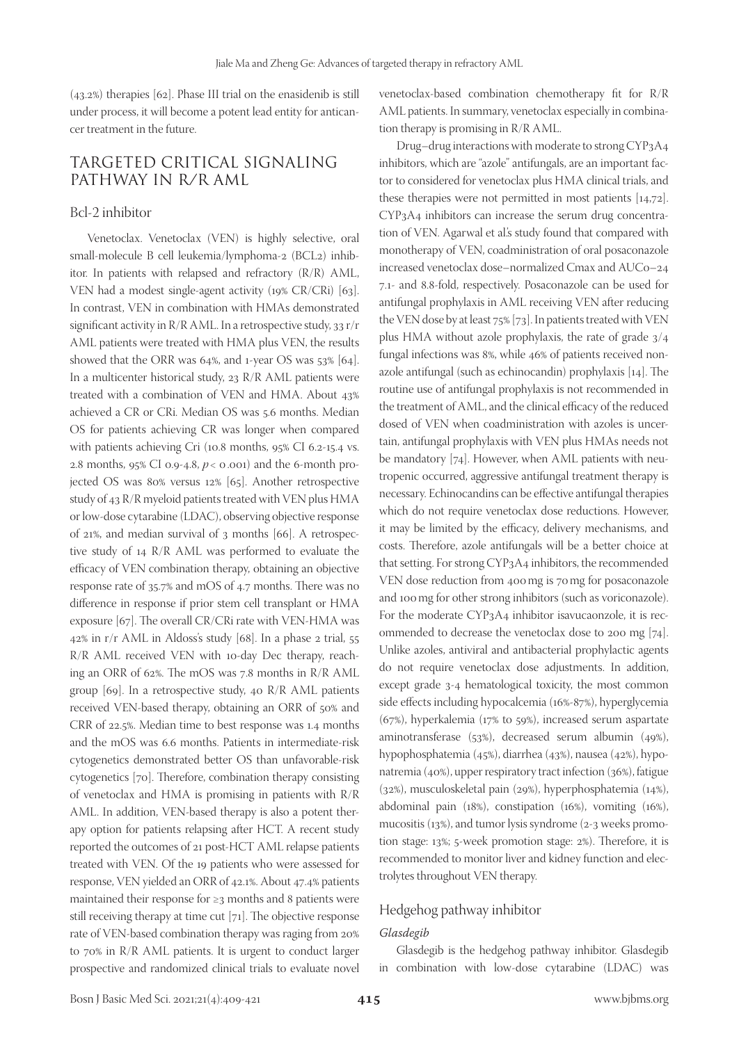(43.2%) therapies [62]. Phase III trial on the enasidenib is still under process, it will become a potent lead entity for anticancer treatment in the future.

## TARGETED CRITICAL SIGNALING PATHWAY IN R/R AML

### Bcl-2 inhibitor

Venetoclax. Venetoclax (VEN) is highly selective, oral small-molecule B cell leukemia/lymphoma-2 (BCL2) inhibitor. In patients with relapsed and refractory (R/R) AML, VEN had a modest single-agent activity (19% CR/CRi) [63]. In contrast, VEN in combination with HMAs demonstrated significant activity in R/R AML. In a retrospective study, 33 r/r AML patients were treated with HMA plus VEN, the results showed that the ORR was 64%, and 1-year OS was 53% [64]. In a multicenter historical study, 23 R/R AML patients were treated with a combination of VEN and HMA. About 43% achieved a CR or CRi. Median OS was 5.6 months. Median OS for patients achieving CR was longer when compared with patients achieving Cri (10.8 months, 95% CI 6.2-15.4 vs. 2.8 months, 95% CI 0.9-4.8, $p < 0.001$) and the 6-month projected OS was 80% versus 12% [65]. Another retrospective study of 43 R/R myeloid patients treated with VEN plus HMA or low-dose cytarabine (LDAC), observing objective response of 21%, and median survival of 3 months [66]. A retrospective study of 14 R/R AML was performed to evaluate the efficacy of VEN combination therapy, obtaining an objective response rate of 35.7% and mOS of 4.7 months. There was no difference in response if prior stem cell transplant or HMA exposure [67]. The overall CR/CRi rate with VEN-HMA was 42% in r/r AML in Aldoss's study [68]. In a phase 2 trial, 55 R/R AML received VEN with 10-day Dec therapy, reaching an ORR of 62%. The mOS was 7.8 months in R/R AML group [69]. In a retrospective study, 40 R/R AML patients received VEN-based therapy, obtaining an ORR of 50% and CRR of 22.5%. Median time to best response was 1.4 months and the mOS was 6.6 months. Patients in intermediate-risk cytogenetics demonstrated better OS than unfavorable-risk cytogenetics [70]. Therefore, combination therapy consisting of venetoclax and HMA is promising in patients with R/R AML. In addition, VEN-based therapy is also a potent therapy option for patients relapsing after HCT. A recent study reported the outcomes of 21 post-HCT AML relapse patients treated with VEN. Of the 19 patients who were assessed for response, VEN yielded an ORR of 42.1%. About 47.4% patients maintained their response for ≥3 months and 8 patients were still receiving therapy at time cut [71]. The objective response rate of VEN-based combination therapy was raging from 20% to 70% in R/R AML patients. It is urgent to conduct larger prospective and randomized clinical trials to evaluate novel venetoclax-based combination chemotherapy fit for R/R AML patients. In summary, venetoclax especially in combination therapy is promising in R/R AML.

Drug–drug interactions with moderate to strong CYP3A4 inhibitors, which are "azole" antifungals, are an important factor to considered for venetoclax plus HMA clinical trials, and these therapies were not permitted in most patients [14,72]. CYP3A4 inhibitors can increase the serum drug concentration of VEN. Agarwal et al.'s study found that compared with monotherapy of VEN, coadministration of oral posaconazole increased venetoclax dose–normalized Cmax and AUC0–24 7.1- and 8.8-fold, respectively. Posaconazole can be used for antifungal prophylaxis in AML receiving VEN after reducing the VEN dose by at least 75% [73]. In patients treated with VEN plus HMA without azole prophylaxis, the rate of grade 3/4 fungal infections was 8%, while 46% of patients received non-azole antifungal (such as echinocandin) prophylaxis [14]. The routine use of antifungal prophylaxis is not recommended in the treatment of AML, and the clinical efficacy of the reduced dosed of VEN when coadministration with azoles is uncertain, antifungal prophylaxis with VEN plus HMAs needs not be mandatory [74]. However, when AML patients with neutropenic occurred, aggressive antifungal treatment therapy is necessary. Echinocandins can be effective antifungal therapies which do not require venetoclax dose reductions. However, it may be limited by the efficacy, delivery mechanisms, and costs. Therefore, azole antifungals will be a better choice at that setting. For strong CYP3A4 inhibitors, the recommended VEN dose reduction from 400 mg is 70 mg for posaconazole and 100 mg for other strong inhibitors (such as voriconazole). For the moderate CYP3A4 inhibitor isavucaonzole, it is recommended to decrease the venetoclax dose to 200 mg [74]. Unlike azoles, antiviral and antibacterial prophylactic agents do not require venetoclax dose adjustments. In addition, except grade 3-4 hematological toxicity, the most common side effects including hypocalcemia (16%-87%), hyperglycemia (67%), hyperkalemia (17% to 59%), increased serum aspartate aminotransferase (53%), decreased serum albumin (49%), hypophosphatemia (45%), diarrhea (43%), nausea (42%), hyponatremia (40%), upper respiratory tract infection (36%), fatigue (32%), musculoskeletal pain (29%), hyperphosphatemia (14%), abdominal pain (18%), constipation (16%), vomiting (16%), mucositis (13%), and tumor lysis syndrome (2-3 weeks promotion stage: 13%; 5-week promotion stage: 2%). Therefore, it is recommended to monitor liver and kidney function and electrolytes throughout VEN therapy.

### Hedgehog pathway inhibitor

#### *Glasdegib*

Glasdegib is the hedgehog pathway inhibitor. Glasdegib in combination with low-dose cytarabine (LDAC) was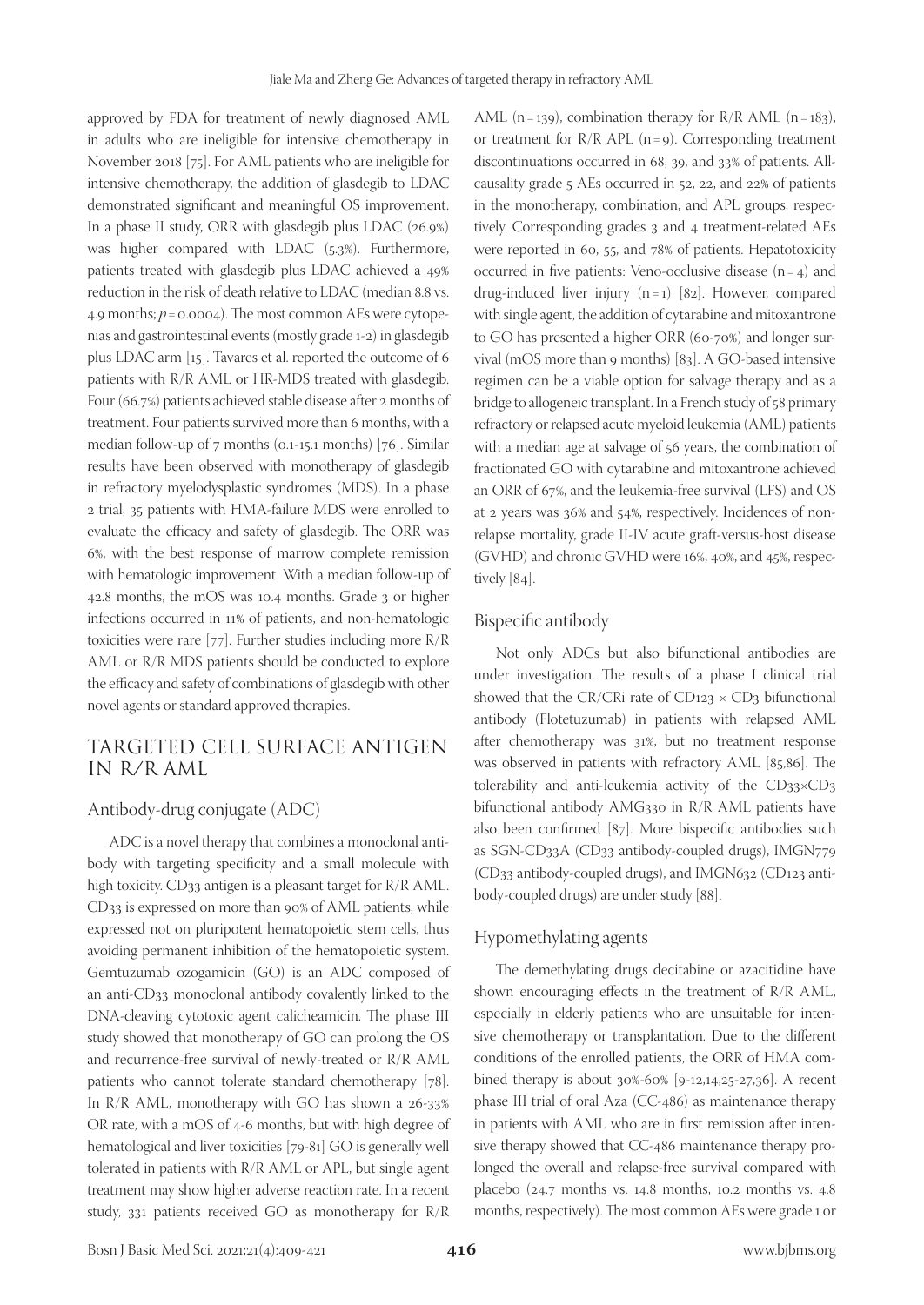approved by FDA for treatment of newly diagnosed AML in adults who are ineligible for intensive chemotherapy in November 2018 [75]. For AML patients who are ineligible for intensive chemotherapy, the addition of glasdegib to LDAC demonstrated significant and meaningful OS improvement. In a phase II study, ORR with glasdegib plus LDAC (26.9%) was higher compared with LDAC (5.3%). Furthermore, patients treated with glasdegib plus LDAC achieved a 49% reduction in the risk of death relative to LDAC (median 8.8 vs. 4.9 months; $p = 0.0004$). The most common AEs were cytopenias and gastrointestinal events (mostly grade 1-2) in glasdegib plus LDAC arm [15]. Tavares et al. reported the outcome of 6 patients with R/R AML or HR-MDS treated with glasdegib. Four (66.7%) patients achieved stable disease after 2 months of treatment. Four patients survived more than 6 months, with a median follow-up of 7 months (0.1-15.1 months) [76]. Similar results have been observed with monotherapy of glasdegib in refractory myelodysplastic syndromes (MDS). In a phase 2 trial, 35 patients with HMA-failure MDS were enrolled to evaluate the efficacy and safety of glasdegib. The ORR was 6%, with the best response of marrow complete remission with hematologic improvement. With a median follow-up of 42.8 months, the mOS was 10.4 months. Grade 3 or higher infections occurred in 11% of patients, and non-hematologic toxicities were rare [77]. Further studies including more R/R AML or R/R MDS patients should be conducted to explore the efficacy and safety of combinations of glasdegib with other novel agents or standard approved therapies.

## TARGETED CELL SURFACE ANTIGEN IN R/R AML

### Antibody-drug conjugate (ADC)

ADC is a novel therapy that combines a monoclonal antibody with targeting specificity and a small molecule with high toxicity. CD33 antigen is a pleasant target for R/R AML. CD33 is expressed on more than 90% of AML patients, while expressed not on pluripotent hematopoietic stem cells, thus avoiding permanent inhibition of the hematopoietic system. Gemtuzumab ozogamicin (GO) is an ADC composed of an anti-CD33 monoclonal antibody covalently linked to the DNA-cleaving cytotoxic agent calicheamicin. The phase III study showed that monotherapy of GO can prolong the OS and recurrence-free survival of newly-treated or R/R AML patients who cannot tolerate standard chemotherapy [78]. In R/R AML, monotherapy with GO has shown a 26-33% OR rate, with a mOS of 4-6 months, but with high degree of hematological and liver toxicities [79-81] GO is generally well tolerated in patients with R/R AML or APL, but single agent treatment may show higher adverse reaction rate. In a recent study, 331 patients received GO as monotherapy for R/R AML ($n = 139$), combination therapy for R/R AML ($n = 183$), or treatment for R/R APL ($n = 9$). Corresponding treatment discontinuations occurred in 68, 39, and 33% of patients. All-causality grade 5 AEs occurred in 52, 22, and 22% of patients in the monotherapy, combination, and APL groups, respectively. Corresponding grades 3 and 4 treatment-related AEs were reported in 60, 55, and 78% of patients. Hepatotoxicity occurred in five patients: Veno-occlusive disease ($n = 4$) and drug-induced liver injury ($n = 1$) [82]. However, compared with single agent, the addition of cytarabine and mitoxantrone to GO has presented a higher ORR (60-70%) and longer survival (mOS more than 9 months) [83]. A GO-based intensive regimen can be a viable option for salvage therapy and as a bridge to allogeneic transplant. In a French study of 58 primary refractory or relapsed acute myeloid leukemia (AML) patients with a median age at salvage of 56 years, the combination of fractionated GO with cytarabine and mitoxantrone achieved an ORR of 67%, and the leukemia-free survival (LFS) and OS at 2 years was 36% and 54%, respectively. Incidences of non-relapse mortality, grade II-IV acute graft-versus-host disease (GVHD) and chronic GVHD were 16%, 40%, and 45%, respectively [84].

### Bispecific antibody

Not only ADCs but also bifunctional antibodies are under investigation. The results of a phase I clinical trial showed that the CR/CRi rate of CD123 × CD3 bifunctional antibody (Flotetuzumab) in patients with relapsed AML after chemotherapy was 31%, but no treatment response was observed in patients with refractory AML [85,86]. The tolerability and anti-leukemia activity of the CD33×CD3 bifunctional antibody AMG330 in R/R AML patients have also been confirmed [87]. More bispecific antibodies such as SGN-CD33A (CD33 antibody-coupled drugs), IMGN779 (CD33 antibody-coupled drugs), and IMGN632 (CD123 antibody-coupled drugs) are under study [88].

### Hypomethylating agents

The demethylating drugs decitabine or azacitidine have shown encouraging effects in the treatment of R/R AML, especially in elderly patients who are unsuitable for intensive chemotherapy or transplantation. Due to the different conditions of the enrolled patients, the ORR of HMA combined therapy is about 30%-60% [9-12,14,25-27,36]. A recent phase III trial of oral Aza (CC-486) as maintenance therapy in patients with AML who are in first remission after intensive therapy showed that CC-486 maintenance therapy prolonged the overall and relapse-free survival compared with placebo (24.7 months vs. 14.8 months, 10.2 months vs. 4.8 months, respectively). The most common AEs were grade 1 or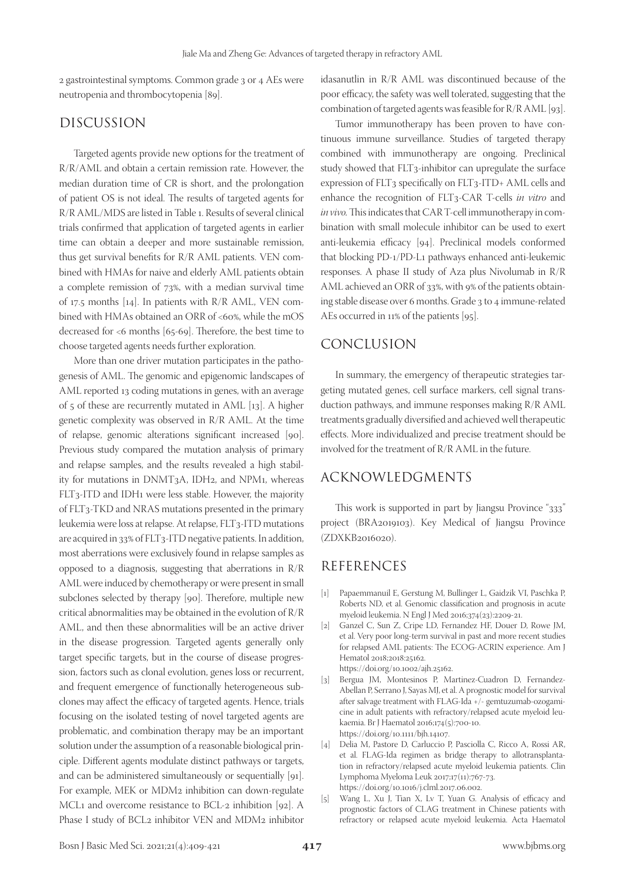2 gastrointestinal symptoms. Common grade 3 or 4 AEs were neutropenia and thrombocytopenia [89].

## DISCUSSION

Targeted agents provide new options for the treatment of R/R/AML and obtain a certain remission rate. However, the median duration time of CR is short, and the prolongation of patient OS is not ideal. The results of targeted agents for R/R AML/MDS are listed in Table 1. Results of several clinical trials confirmed that application of targeted agents in earlier time can obtain a deeper and more sustainable remission, thus get survival benefits for R/R AML patients. VEN combined with HMAs for naive and elderly AML patients obtain a complete remission of 73%, with a median survival time of 17.5 months [14]. In patients with R/R AML, VEN combined with HMAs obtained an ORR of <60%, while the mOS decreased for <6 months [65-69]. Therefore, the best time to choose targeted agents needs further exploration.

More than one driver mutation participates in the pathogenesis of AML. The genomic and epigenomic landscapes of AML reported 13 coding mutations in genes, with an average of 5 of these are recurrently mutated in AML [13]. A higher genetic complexity was observed in R/R AML. At the time of relapse, genomic alterations significant increased [90]. Previous study compared the mutation analysis of primary and relapse samples, and the results revealed a high stability for mutations in DNMT3A, IDH2, and NPM1, whereas FLT3-ITD and IDH1 were less stable. However, the majority of FLT3-TKD and NRAS mutations presented in the primary leukemia were loss at relapse. At relapse, FLT3-ITD mutations are acquired in 33% of FLT3-ITD negative patients. In addition, most aberrations were exclusively found in relapse samples as opposed to a diagnosis, suggesting that aberrations in R/R AML were induced by chemotherapy or were present in small subclones selected by therapy [90]. Therefore, multiple new critical abnormalities may be obtained in the evolution of R/R AML, and then these abnormalities will be an active driver in the disease progression. Targeted agents generally only target specific targets, but in the course of disease progression, factors such as clonal evolution, genes loss or recurrent, and frequent emergence of functionally heterogeneous subclones may affect the efficacy of targeted agents. Hence, trials focusing on the isolated testing of novel targeted agents are problematic, and combination therapy may be an important solution under the assumption of a reasonable biological principle. Different agents modulate distinct pathways or targets, and can be administered simultaneously or sequentially [91]. For example, MEK or MDM2 inhibition can down-regulate MCL1 and overcome resistance to BCL-2 inhibition [92]. A Phase I study of BCL2 inhibitor VEN and MDM2 inhibitor idasanutlin in R/R AML was discontinued because of the poor efficacy, the safety was well tolerated, suggesting that the combination of targeted agents was feasible for R/R AML [93].

Tumor immunotherapy has been proven to have continuous immune surveillance. Studies of targeted therapy combined with immunotherapy are ongoing. Preclinical study showed that FLT3-inhibitor can upregulate the surface expression of FLT3 specifically on FLT3-ITD+ AML cells and enhance the recognition of FLT3-CAR T-cells *in vitro* and *in vivo*. This indicates that CAR T-cell immunotherapy in combination with small molecule inhibitor can be used to exert anti-leukemia efficacy [94]. Preclinical models conformed that blocking PD-1/PD-L1 pathways enhanced anti-leukemic responses. A phase II study of Aza plus Nivolumab in R/R AML achieved an ORR of 33%, with 9% of the patients obtaining stable disease over 6 months. Grade 3 to 4 immune-related AEs occurred in 11% of the patients [95].

## CONCLUSION

In summary, the emergency of therapeutic strategies targeting mutated genes, cell surface markers, cell signal transduction pathways, and immune responses making R/R AML treatments gradually diversified and achieved well therapeutic effects. More individualized and precise treatment should be involved for the treatment of R/R AML in the future.

## ACKNOWLEDGMENTS

This work is supported in part by Jiangsu Province "333" project (BRA2019103). Key Medical of Jiangsu Province (ZDXKB2016020).

## REFERENCES

[1] Papaemmanuil E, Gerstung M, Bullinger L, Gaidzik VI, Paschka P, Roberts ND, et al. Genomic classification and prognosis in acute myeloid leukemia. N Engl J Med 2016;374(23):2209-21.

[2] Ganzel C, Sun Z, Cripe LD, Fernandez HF, Douer D, Rowe JM, et al. Very poor long-term survival in past and more recent studies for relapsed AML patients: The ECOG-ACRIN experience. Am J Hematol 2018;2018:25162. https://doi.org/10.1002/ajh.25162.

[3] Bergua JM, Montesinos P, Martinez-Cuadron D, Fernandez-Abellan P, Serrano J, Sayas MJ, et al. A prognostic model for survival after salvage treatment with FLAG-Ida +/- gemtuzumab-ozogamicine in adult patients with refractory/relapsed acute myeloid leukaemia. Br J Haematol 2016;174(5):700-10. https://doi.org/10.1111/bjh.14107.

[4] Delia M, Pastore D, Carluccio P, Pasciolla C, Ricco A, Rossi AR, et al. FLAG-Ida regimen as bridge therapy to allotransplantation in refractory/relapsed acute myeloid leukemia patients. Clin Lymphoma Myeloma Leuk 2017;17(11):767-73. https://doi.org/10.1016/j.clml.2017.06.002.

[5] Wang L, Xu J, Tian X, Lv T, Yuan G. Analysis of efficacy and prognostic factors of CLAG treatment in Chinese patients with refractory or relapsed acute myeloid leukemia. Acta Haematol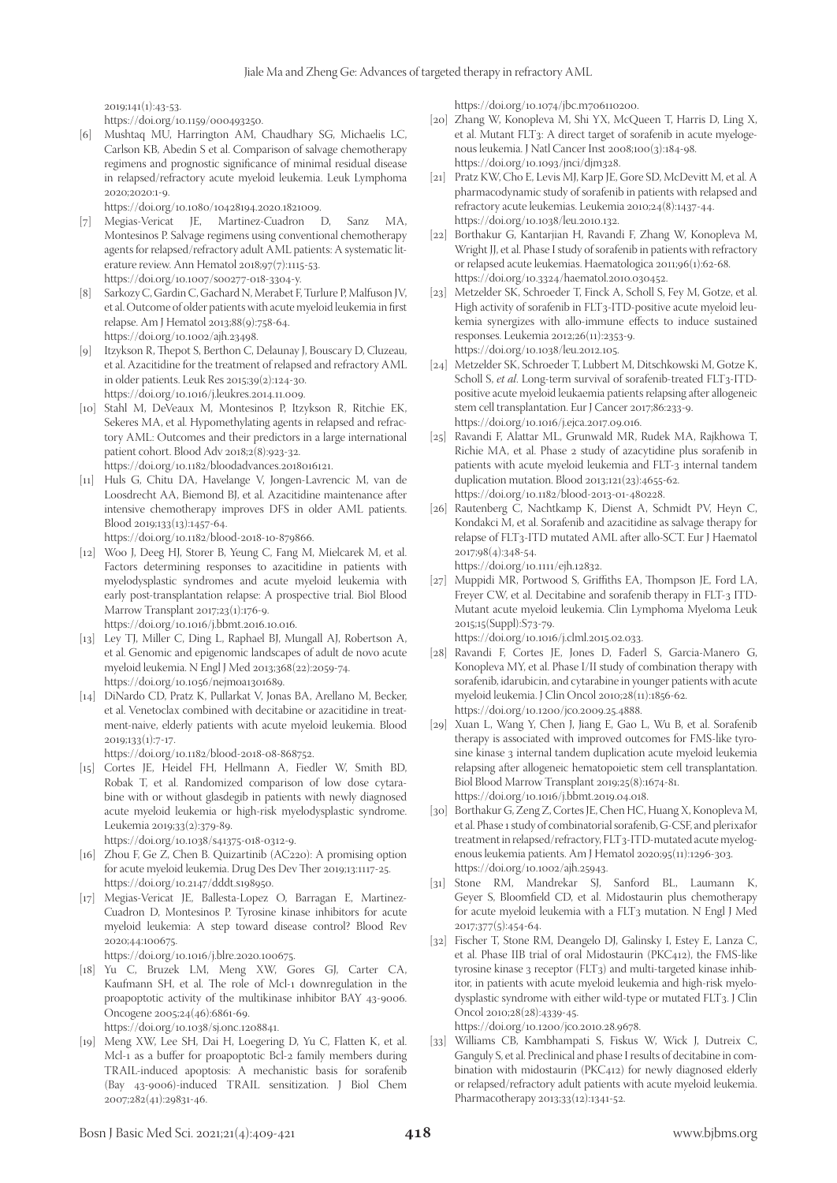2019;141(1):43-53.
https://doi.org/10.1159/000493250.

[6] Mushtaq MU, Harrington AM, Chaudhary SG, Michaelis LC, Carlson KB, Abedin S et al. Comparison of salvage chemotherapy regimens and prognostic significance of minimal residual disease in relapsed/refractory acute myeloid leukemia. Leuk Lymphoma 2020;2020:1-9.
https://doi.org/10.1080/10428194.2020.1821009.

[7] Megias-Vericat JE, Martinez-Cuadron D, Sanz MA, Montesinos P. Salvage regimens using conventional chemotherapy agents for relapsed/refractory adult AML patients: A systematic literature review. Ann Hematol 2018;97(7):1115-53.
https://doi.org/10.1007/s00277-018-3304-y.

[8] Sarkozy C, Gardin C, Gachard N, Merabet F, Turlure P, Malfuson JV, et al. Outcome of older patients with acute myeloid leukemia in first relapse. Am J Hematol 2013;88(9):758-64.
https://doi.org/10.1002/ajh.23498.

[9] Itzykson R, Thepot S, Berthon C, Delaunay J, Bouscary D, Cluzeau, et al. Azacitidine for the treatment of relapsed and refractory AML in older patients. Leuk Res 2015;39(2):124-30.
https://doi.org/10.1016/j.leukres.2014.11.009.

[10] Stahl M, DeVeaux M, Montesinos P, Itzykson R, Ritchie EK, Sekeres MA, et al. Hypomethylating agents in relapsed and refractory AML: Outcomes and their predictors in a large international patient cohort. Blood Adv 2018;2(8):923-32.
https://doi.org/10.1182/bloodadvances.2018016121.

[11] Huls G, Chitu DA, Havelange V, Jongen-Lavrencic M, van de Loosdrecht AA, Biemond BJ, et al. Azacitidine maintenance after intensive chemotherapy improves DFS in older AML patients. Blood 2019;133(13):1457-64.
https://doi.org/10.1182/blood-2018-10-879866.

[12] Woo J, Deeg HJ, Storer B, Yeung C, Fang M, Mielcarek M, et al. Factors determining responses to azacitidine in patients with myelodysplastic syndromes and acute myeloid leukemia with early post-transplantation relapse: A prospective trial. Biol Blood Marrow Transplant 2017;23(1):176-9.
https://doi.org/10.1016/j.bbmt.2016.10.016.

[13] Ley TJ, Miller C, Ding L, Raphael BJ, Mungall AJ, Robertson A, et al. Genomic and epigenomic landscapes of adult de novo acute myeloid leukemia. N Engl J Med 2013;368(22):2059-74.
https://doi.org/10.1056/nejmoa1301689.

[14] DiNardo CD, Pratz K, Pullarkat V, Jonas BA, Arellano M, Becker, et al. Venetoclax combined with decitabine or azacitidine in treatment-naive, elderly patients with acute myeloid leukemia. Blood 2019;133(1):7-17.
https://doi.org/10.1182/blood-2018-08-868752.

[15] Cortes JE, Heidel FH, Hellmann A, Fiedler W, Smith BD, Robak T, et al. Randomized comparison of low dose cytarabine with or without glasdegib in patients with newly diagnosed acute myeloid leukemia or high-risk myelodysplastic syndrome. Leukemia 2019;33(2):379-89.
https://doi.org/10.1038/s41375-018-0312-9.

[16] Zhou F, Ge Z, Chen B. Quizartinib (AC220): A promising option for acute myeloid leukemia. Drug Des Devel Ther 2019;13:1117-25.
https://doi.org/10.2147/dddt.s198950.

[17] Megias-Vericat JE, Ballesta-Lopez O, Barragan E, Martinez-Cuadron D, Montesinos P. Tyrosine kinase inhibitors for acute myeloid leukemia: A step toward disease control? Blood Rev 2020;44:100675.
https://doi.org/10.1016/j.blre.2020.100675.

[18] Yu C, Bruzek LM, Meng XW, Gores GJ, Carter CA, Kaufmann SH, et al. The role of Mcl-1 downregulation in the proapoptotic activity of the multikinase inhibitor BAY 43-9006. Oncogene 2005;24(46):6861-69.
https://doi.org/10.1038/sj.onc.1208841.

[19] Meng XW, Lee SH, Dai H, Loegering D, Yu C, Flatten K, et al. Mcl-1 as a buffer for proapoptotic Bcl-2 family members during TRAIL-induced apoptosis: A mechanistic basis for sorafenib (Bay 43-9006)-induced TRAIL sensitization. J Biol Chem 2007;282(41):29831-46.
https://doi.org/10.1074/jbc.m706110200.

[20] Zhang W, Konopleva M, Shi YX, McQueen T, Harris D, Ling X, et al. Mutant FLT3: A direct target of sorafenib in acute myelogenous leukemia. J Natl Cancer Inst 2008;100(3):184-98.
https://doi.org/10.1093/jnci/djm328.

[21] Pratz KW, Cho E, Levis MJ, Karp JE, Gore SD, McDevitt M, et al. A pharmacodynamic study of sorafenib in patients with relapsed and refractory acute leukemias. Leukemia 2010;24(8):1437-44.
https://doi.org/10.1038/leu.2010.132.

[22] Borthakur G, Kantarjian H, Ravandi F, Zhang W, Konopleva M, Wright JJ, et al. Phase I study of sorafenib in patients with refractory or relapsed acute leukemias. Haematologica 2011;96(1):62-68.
https://doi.org/10.3324/haematol.2010.030452.

[23] Metzelder SK, Schroeder T, Finck A, Scholl S, Fey M, Gotze, et al. High activity of sorafenib in FLT3-ITD-positive acute myeloid leukemia synergizes with allo-immune effects to induce sustained responses. Leukemia 2012;26(11):2353-9.
https://doi.org/10.1038/leu.2012.105.

[24] Metzelder SK, Schroeder T, Lubbert M, Ditschkowski M, Gotze K, Scholl S, *et al*. Long-term survival of sorafenib-treated FLT3-ITD-positive acute myeloid leukaemia patients relapsing after allogeneic stem cell transplantation. Eur J Cancer 2017;86:233-9.
https://doi.org/10.1016/j.ejca.2017.09.016.

[25] Ravandi F, Alattar ML, Grunwald MR, Rudek MA, Rajkhowa T, Richie MA, et al. Phase 2 study of azacytidine plus sorafenib in patients with acute myeloid leukemia and FLT-3 internal tandem duplication mutation. Blood 2013;121(23):4655-62.
https://doi.org/10.1182/blood-2013-01-480228.

[26] Rautenberg C, Nachtkamp K, Dienst A, Schmidt PV, Heyn C, Kondakci M, et al. Sorafenib and azacitidine as salvage therapy for relapse of FLT3-ITD mutated AML after allo-SCT. Eur J Haematol 2017;98(4):348-54.
https://doi.org/10.1111/ejh.12832.

[27] Muppidi MR, Portwood S, Griffiths EA, Thompson JE, Ford LA, Freyer CW, et al. Decitabine and sorafenib therapy in FLT-3 ITD-Mutant acute myeloid leukemia. Clin Lymphoma Myeloma Leuk 2015;15(Suppl):S73-79.
https://doi.org/10.1016/j.clml.2015.02.033.

[28] Ravandi F, Cortes JE, Jones D, Faderl S, Garcia-Manero G, Konopleva MY, et al. Phase I/II study of combination therapy with sorafenib, idarubicin, and cytarabine in younger patients with acute myeloid leukemia. J Clin Oncol 2010;28(11):1856-62.
https://doi.org/10.1200/jco.2009.25.4888.

[29] Xuan L, Wang Y, Chen J, Jiang E, Gao L, Wu B, et al. Sorafenib therapy is associated with improved outcomes for FMS-like tyrosine kinase 3 internal tandem duplication acute myeloid leukemia relapsing after allogeneic hematopoietic stem cell transplantation. Biol Blood Marrow Transplant 2019;25(8):1674-81.
https://doi.org/10.1016/j.bbmt.2019.04.018.

[30] Borthakur G, Zeng Z, Cortes JE, Chen HC, Huang X, Konopleva M, et al. Phase 1 study of combinatorial sorafenib, G-CSF, and plerixafor treatment in relapsed/refractory, FLT3-ITD-mutated acute myelogenous leukemia patients. Am J Hematol 2020;95(11):1296-303.
https://doi.org/10.1002/ajh.25943.

[31] Stone RM, Mandrekar SJ, Sanford BL, Laumann K, Geyer S, Bloomfield CD, et al. Midostaurin plus chemotherapy for acute myeloid leukemia with a FLT3 mutation. N Engl J Med 2017;377(5):454-64.

[32] Fischer T, Stone RM, Deangelo DJ, Galinsky I, Estey E, Lanza C, et al. Phase IIB trial of oral Midostaurin (PKC412), the FMS-like tyrosine kinase 3 receptor (FLT3) and multi-targeted kinase inhibitor, in patients with acute myeloid leukemia and high-risk myelodysplastic syndrome with either wild-type or mutated FLT3. J Clin Oncol 2010;28(28):4339-45.
https://doi.org/10.1200/jco.2010.28.9678.

[33] Williams CB, Kambhampati S, Fiskus W, Wick J, Dutreix C, Ganguly S, et al. Preclinical and phase I results of decitabine in combination with midostaurin (PKC412) for newly diagnosed elderly or relapsed/refractory adult patients with acute myeloid leukemia. Pharmacotherapy 2013;33(12):1341-52.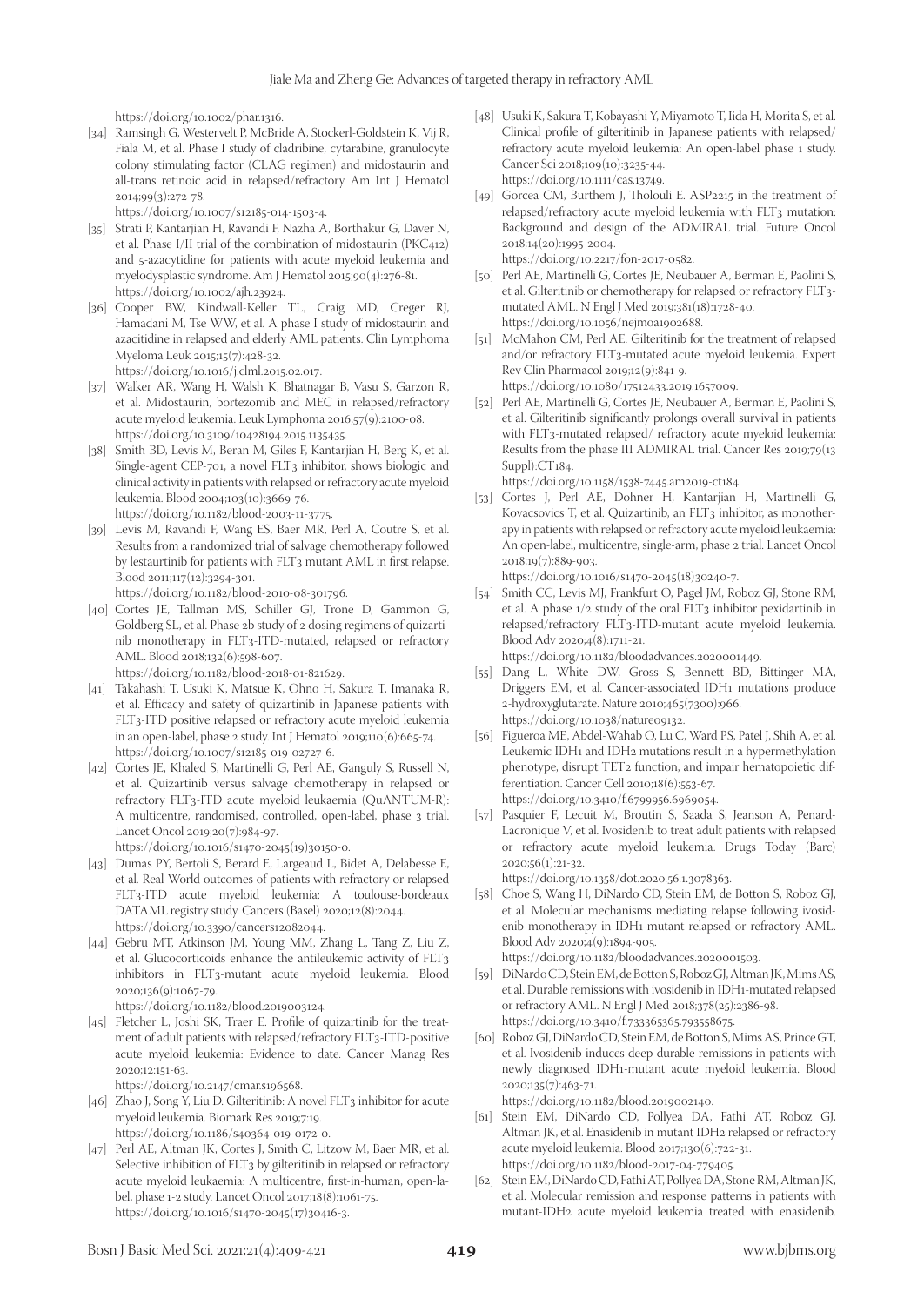https://doi.org/10.1002/phar.1316.

[34] Ramsingh G, Westervelt P, McBride A, Stockerl-Goldstein K, Vij R, Fiala M, et al. Phase I study of cladribine, cytarabine, granulocyte colony stimulating factor (CLAG regimen) and midostaurin and all-trans retinoic acid in relapsed/refractory Am Int J Hematol 2014;99(3):272-78.
https://doi.org/10.1007/s12185-014-1503-4.

[35] Strati P, Kantarjian H, Ravandi F, Nazha A, Borthakur G, Daver N, et al. Phase I/II trial of the combination of midostaurin (PKC412) and 5-azacytidine for patients with acute myeloid leukemia and myelodysplastic syndrome. Am J Hematol 2015;90(4):276-81.
https://doi.org/10.1002/ajh.23924.

[36] Cooper BW, Kindwall-Keller TL, Craig MD, Creger RJ, Hamadani M, Tse WW, et al. A phase I study of midostaurin and azacitidine in relapsed and elderly AML patients. Clin Lymphoma Myeloma Leuk 2015;15(7):428-32.
https://doi.org/10.1016/j.clml.2015.02.017.

[37] Walker AR, Wang H, Walsh K, Bhatnagar B, Vasu S, Garzon R, et al. Midostaurin, bortezomib and MEC in relapsed/refractory acute myeloid leukemia. Leuk Lymphoma 2016;57(9):2100-08.
https://doi.org/10.3109/10428194.2015.1135435.

[38] Smith BD, Levis M, Beran M, Giles F, Kantarjian H, Berg K, et al. Single-agent CEP-701, a novel FLT3 inhibitor, shows biologic and clinical activity in patients with relapsed or refractory acute myeloid leukemia. Blood 2004;103(10):3669-76.
https://doi.org/10.1182/blood-2003-11-3775.

[39] Levis M, Ravandi F, Wang ES, Baer MR, Perl A, Coutre S, et al. Results from a randomized trial of salvage chemotherapy followed by lestaurtinib for patients with FLT3 mutant AML in first relapse. Blood 2011;117(12):3294-301.
https://doi.org/10.1182/blood-2010-08-301796.

[40] Cortes JE, Tallman MS, Schiller GJ, Trone D, Gammon G, Goldberg SL, et al. Phase 2b study of 2 dosing regimens of quizartinib monotherapy in FLT3-ITD-mutated, relapsed or refractory AML. Blood 2018;132(6):598-607.
https://doi.org/10.1182/blood-2018-01-821629.

[41] Takahashi T, Usuki K, Matsue K, Ohno H, Sakura T, Imanaka R, et al. Efficacy and safety of quizartinib in Japanese patients with FLT3-ITD positive relapsed or refractory acute myeloid leukemia in an open-label, phase 2 study. Int J Hematol 2019;110(6):665-74.
https://doi.org/10.1007/s12185-019-02727-6.

[42] Cortes JE, Khaled S, Martinelli G, Perl AE, Ganguly S, Russell N, et al. Quizartinib versus salvage chemotherapy in relapsed or refractory FLT3-ITD acute myeloid leukaemia (QuANTUM-R): A multicentre, randomised, controlled, open-label, phase 3 trial. Lancet Oncol 2019;20(7):984-97.
https://doi.org/10.1016/s1470-2045(19)30150-0.

[43] Dumas PY, Bertoli S, Berard E, Largeaud L, Bidet A, Delabesse E, et al. Real-World outcomes of patients with refractory or relapsed FLT3-ITD acute myeloid leukemia: A toulouse-bordeaux DATAML registry study. Cancers (Basel) 2020;12(8):2044.
https://doi.org/10.3390/cancers12082044.

[44] Gebru MT, Atkinson JM, Young MM, Zhang L, Tang Z, Liu Z, et al. Glucocorticoids enhance the antileukemic activity of FLT3 inhibitors in FLT3-mutant acute myeloid leukemia. Blood 2020;136(9):1067-79.
https://doi.org/10.1182/blood.2019003124.

[45] Fletcher L, Joshi SK, Traer E. Profile of quizartinib for the treatment of adult patients with relapsed/refractory FLT3-ITD-positive acute myeloid leukemia: Evidence to date. Cancer Manag Res 2020;12:151-63.
https://doi.org/10.2147/cmar.s196568.

[46] Zhao J, Song Y, Liu D. Gilteritinib: A novel FLT3 inhibitor for acute myeloid leukemia. Biomark Res 2019;7:19.
https://doi.org/10.1186/s40364-019-0172-0.

[47] Perl AE, Altman JK, Cortes J, Smith C, Litzow M, Baer MR, et al. Selective inhibition of FLT3 by gilteritinib in relapsed or refractory acute myeloid leukaemia: A multicentre, first-in-human, open-label, phase 1-2 study. Lancet Oncol 2017;18(8):1061-75.
https://doi.org/10.1016/s1470-2045(17)30416-3.

[48] Usuki K, Sakura T, Kobayashi Y, Miyamoto T, Iida H, Morita S, et al. Clinical profile of gilteritinib in Japanese patients with relapsed/refractory acute myeloid leukemia: An open-label phase 1 study. Cancer Sci 2018;109(10):3235-44.
https://doi.org/10.1111/cas.13749.

[49] Gorcea CM, Burthem J, Tholouli E. ASP2215 in the treatment of relapsed/refractory acute myeloid leukemia with FLT3 mutation: Background and design of the ADMIRAL trial. Future Oncol 2018;14(20):1995-2004.
https://doi.org/10.2217/fon-2017-0582.

[50] Perl AE, Martinelli G, Cortes JE, Neubauer A, Berman E, Paolini S, et al. Gilteritinib or chemotherapy for relapsed or refractory FLT3-mutated AML. N Engl J Med 2019;381(18):1728-40.
https://doi.org/10.1056/nejmoa1902688.

[51] McMahon CM, Perl AE. Gilteritinib for the treatment of relapsed and/or refractory FLT3-mutated acute myeloid leukemia. Expert Rev Clin Pharmacol 2019;12(9):841-9.
https://doi.org/10.1080/17512433.2019.1657009.

[52] Perl AE, Martinelli G, Cortes JE, Neubauer A, Berman E, Paolini S, et al. Gilteritinib significantly prolongs overall survival in patients with FLT3-mutated relapsed/ refractory acute myeloid leukemia: Results from the phase III ADMIRAL trial. Cancer Res 2019;79(13 Suppl):CT184.
https://doi.org/10.1158/1538-7445.am2019-ct184.

[53] Cortes J, Perl AE, Dohner H, Kantarjian H, Martinelli G, Kovacsovics T, et al. Quizartinib, an FLT3 inhibitor, as monotherapy in patients with relapsed or refractory acute myeloid leukaemia: An open-label, multicentre, single-arm, phase 2 trial. Lancet Oncol 2018;19(7):889-903.
https://doi.org/10.1016/s1470-2045(18)30240-7.

[54] Smith CC, Levis MJ, Frankfurt O, Pagel JM, Roboz GJ, Stone RM, et al. A phase 1/2 study of the oral FLT3 inhibitor pexidartinib in relapsed/refractory FLT3-ITD-mutant acute myeloid leukemia. Blood Adv 2020;4(8):1711-21.
https://doi.org/10.1182/bloodadvances.2020001449.

[55] Dang L, White DW, Gross S, Bennett BD, Bittinger MA, Driggers EM, et al. Cancer-associated IDH1 mutations produce 2-hydroxyglutarate. Nature 2010;465(7300):966.
https://doi.org/10.1038/nature09132.

[56] Figueroa ME, Abdel-Wahab O, Lu C, Ward PS, Patel J, Shih A, et al. Leukemic IDH1 and IDH2 mutations result in a hypermethylation phenotype, disrupt TET2 function, and impair hematopoietic differentiation. Cancer Cell 2010;18(6):553-67.
https://doi.org/10.3410/f.6799956.6969054.

[57] Pasquier F, Lecuit M, Broutin S, Saada S, Jeanson A, Penard-Lacronique V, et al. Ivosidenib to treat adult patients with relapsed or refractory acute myeloid leukemia. Drugs Today (Barc) 2020;56(1):21-32.
https://doi.org/10.1358/dot.2020.56.1.3078363.

[58] Choe S, Wang H, DiNardo CD, Stein EM, de Botton S, Roboz GJ, et al. Molecular mechanisms mediating relapse following ivosidenib monotherapy in IDH1-mutant relapsed or refractory AML. Blood Adv 2020;4(9):1894-905.
https://doi.org/10.1182/bloodadvances.2020001503.

[59] DiNardo CD, Stein EM, de Botton S, Roboz GJ, Altman JK, Mims AS, et al. Durable remissions with ivosidenib in IDH1-mutated relapsed or refractory AML. N Engl J Med 2018;378(25):2386-98.
https://doi.org/10.3410/f.733365365.793558675.

[60] Roboz GJ, DiNardo CD, Stein EM, de Botton S, Mims AS, Prince GT, et al. Ivosidenib induces deep durable remissions in patients with newly diagnosed IDH1-mutant acute myeloid leukemia. Blood 2020;135(7):463-71.
https://doi.org/10.1182/blood.2019002140.

[61] Stein EM, DiNardo CD, Pollyea DA, Fathi AT, Roboz GJ, Altman JK, et al. Enasidenib in mutant IDH2 relapsed or refractory acute myeloid leukemia. Blood 2017;130(6):722-31.
https://doi.org/10.1182/blood-2017-04-779405.

[62] Stein EM, DiNardo CD, Fathi AT, Pollyea DA, Stone RM, Altman JK, et al. Molecular remission and response patterns in patients with mutant-IDH2 acute myeloid leukemia treated with enasidenib.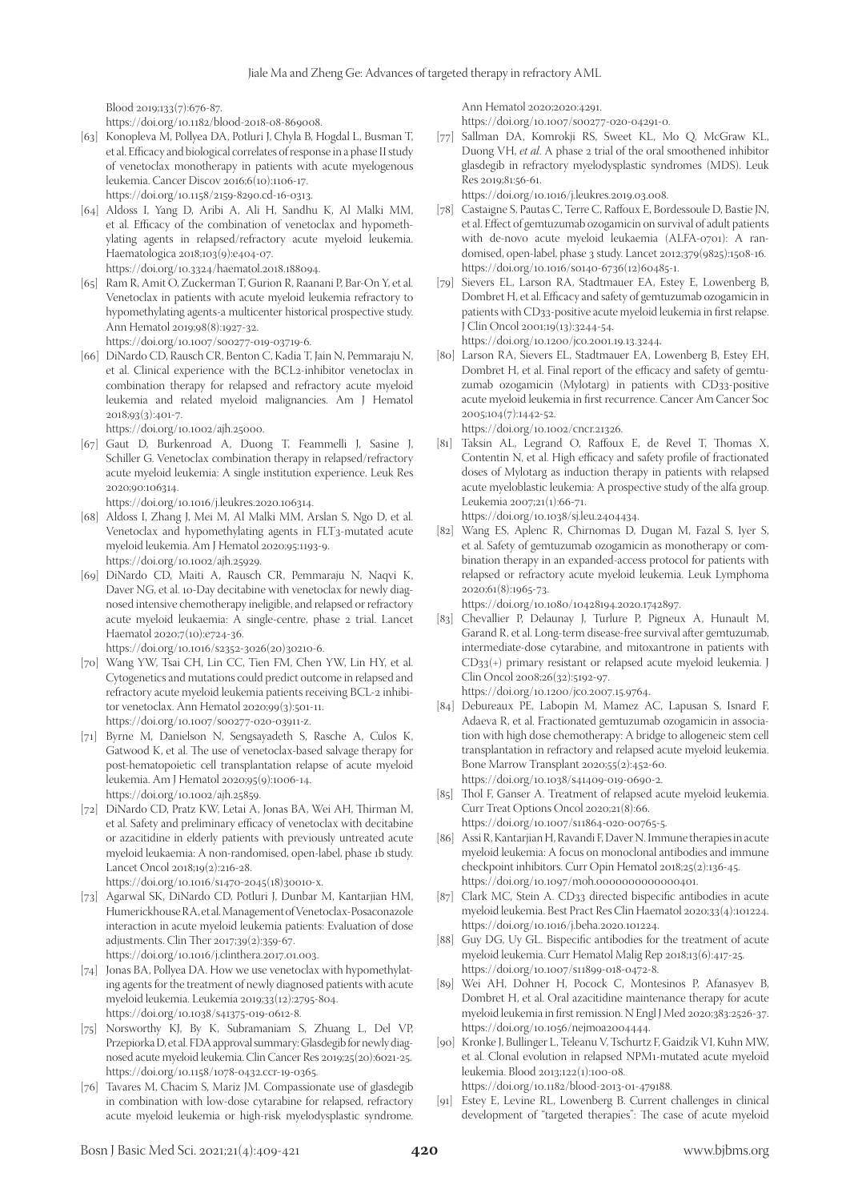Blood 2019;133(7):676-87.
https://doi.org/10.1182/blood-2018-08-869008.

[63] Konopleva M, Pollyea DA, Potluri J, Chyla B, Hogdal L, Busman T, et al. Efficacy and biological correlates of response in a phase II study of venetoclax monotherapy in patients with acute myelogenous leukemia. Cancer Discov 2016;6(10):1106-17.
https://doi.org/10.1158/2159-8290.cd-16-0313.

[64] Aldoss I, Yang D, Aribi A, Ali H, Sandhu K, Al Malki MM, et al. Efficacy of the combination of venetoclax and hypomethylating agents in relapsed/refractory acute myeloid leukemia. Haematologica 2018;103(9):e404-07.
https://doi.org/10.3324/haematol.2018.188094.

[65] Ram R, Amit O, Zuckerman T, Gurion R, Raanani P, Bar-On Y, et al. Venetoclax in patients with acute myeloid leukemia refractory to hypomethylating agents-a multicenter historical prospective study. Ann Hematol 2019;98(8):1927-32.
https://doi.org/10.1007/s00277-019-03719-6.

[66] DiNardo CD, Rausch CR, Benton C, Kadia T, Jain N, Pemmaraju N, et al. Clinical experience with the BCL2-inhibitor venetoclax in combination therapy for relapsed and refractory acute myeloid leukemia and related myeloid malignancies. Am J Hematol 2018;93(3):401-7.
https://doi.org/10.1002/ajh.25000.

[67] Gaut D, Burkenroad A, Duong T, Feammelli J, Sasine J, Schiller G. Venetoclax combination therapy in relapsed/refractory acute myeloid leukemia: A single institution experience. Leuk Res 2020;90:106314.
https://doi.org/10.1016/j.leukres.2020.106314.

[68] Aldoss I, Zhang J, Mei M, Al Malki MM, Arslan S, Ngo D, et al. Venetoclax and hypomethylating agents in FLT3-mutated acute myeloid leukemia. Am J Hematol 2020;95:1193-9.
https://doi.org/10.1002/ajh.25929.

[69] DiNardo CD, Maiti A, Rausch CR, Pemmaraju N, Naqvi K, Daver NG, et al. 10-Day decitabine with venetoclax for newly diagnosed intensive chemotherapy ineligible, and relapsed or refractory acute myeloid leukaemia: A single-centre, phase 2 trial. Lancet Haematol 2020;7(10):e724-36.
https://doi.org/10.1016/s2352-3026(20)30210-6.

[70] Wang YW, Tsai CH, Lin CC, Tien FM, Chen YW, Lin HY, et al. Cytogenetics and mutations could predict outcome in relapsed and refractory acute myeloid leukemia patients receiving BCL-2 inhibitor venetoclax. Ann Hematol 2020;99(3):501-11.
https://doi.org/10.1007/s00277-020-03911-z.

[71] Byrne M, Danielson N, Sengsayadeth S, Rasche A, Culos K, Gatwood K, et al. The use of venetoclax-based salvage therapy for post-hematopoietic cell transplantation relapse of acute myeloid leukemia. Am J Hematol 2020;95(9):1006-14.
https://doi.org/10.1002/ajh.25859.

[72] DiNardo CD, Pratz KW, Letai A, Jonas BA, Wei AH, Thirman M, et al. Safety and preliminary efficacy of venetoclax with decitabine or azacitidine in elderly patients with previously untreated acute myeloid leukaemia: A non-randomised, open-label, phase 1b study. Lancet Oncol 2018;19(2):216-28.
https://doi.org/10.1016/s1470-2045(18)30010-x.

[73] Agarwal SK, DiNardo CD, Potluri J, Dunbar M, Kantarjian HM, Humerickhouse RA, et al. Management of Venetoclax-Posaconazole interaction in acute myeloid leukemia patients: Evaluation of dose adjustments. Clin Ther 2017;39(2):359-67.
https://doi.org/10.1016/j.clinthera.2017.01.003.

[74] Jonas BA, Pollyea DA. How we use venetoclax with hypomethylating agents for the treatment of newly diagnosed patients with acute myeloid leukemia. Leukemia 2019;33(12):2795-804.
https://doi.org/10.1038/s41375-019-0612-8.

[75] Norsworthy KJ, By K, Subramaniam S, Zhuang L, Del VP, Przepiorka D, et al. FDA approval summary: Glasdegib for newly diagnosed acute myeloid leukemia. Clin Cancer Res 2019;25(20):6021-25.
https://doi.org/10.1158/1078-0432.ccr-19-0365.

[76] Tavares M, Chacim S, Mariz JM. Compassionate use of glasdegib in combination with low-dose cytarabine for relapsed, refractory acute myeloid leukemia or high-risk myelodysplastic syndrome. Ann Hematol 2020;2020:4291.
https://doi.org/10.1007/s00277-020-04291-0.

[77] Sallman DA, Komrokji RS, Sweet KL, Mo Q, McGraw KL, Duong VH, *et al*. A phase 2 trial of the oral smoothened inhibitor glasdegib in refractory myelodysplastic syndromes (MDS). Leuk Res 2019;81:56-61.
https://doi.org/10.1016/j.leukres.2019.03.008.

[78] Castaigne S, Pautas C, Terre C, Raffoux E, Bordessoule D, Bastie JN, et al. Effect of gemtuzumab ozogamicin on survival of adult patients with de-novo acute myeloid leukaemia (ALFA-0701): A randomised, open-label, phase 3 study. Lancet 2012;379(9825):1508-16.
https://doi.org/10.1016/s0140-6736(12)60485-1.

[79] Sievers EL, Larson RA, Stadtmauer EA, Estey E, Lowenberg B, Dombret H, et al. Efficacy and safety of gemtuzumab ozogamicin in patients with CD33-positive acute myeloid leukemia in first relapse. J Clin Oncol 2001;19(13):3244-54.
https://doi.org/10.1200/jco.2001.19.13.3244.

[80] Larson RA, Sievers EL, Stadtmauer EA, Lowenberg B, Estey EH, Dombret H, et al. Final report of the efficacy and safety of gemtuzumab ozogamicin (Mylotarg) in patients with CD33-positive acute myeloid leukemia in first recurrence. Cancer Am Cancer Soc 2005;104(7):1442-52.
https://doi.org/10.1002/cncr.21326.

[81] Taksin AL, Legrand O, Raffoux E, de Revel T, Thomas X, Contentin N, et al. High efficacy and safety profile of fractionated doses of Mylotarg as induction therapy in patients with relapsed acute myeloblastic leukemia: A prospective study of the alfa group. Leukemia 2007;21(1):66-71.
https://doi.org/10.1038/sj.leu.2404434.

[82] Wang ES, Aplenc R, Chirnomas D, Dugan M, Fazal S, Iyer S, et al. Safety of gemtuzumab ozogamicin as monotherapy or combination therapy in an expanded-access protocol for patients with relapsed or refractory acute myeloid leukemia. Leuk Lymphoma 2020;61(8):1965-73.
https://doi.org/10.1080/10428194.2020.1742897.

[83] Chevallier P, Delaunay J, Turlure P, Pigneux A, Hunault M, Garand R, et al. Long-term disease-free survival after gemtuzumab, intermediate-dose cytarabine, and mitoxantrone in patients with CD33(+) primary resistant or relapsed acute myeloid leukemia. J Clin Oncol 2008;26(32):5192-97.
https://doi.org/10.1200/jco.2007.15.9764.

[84] Debureaux PE, Labopin M, Mamez AC, Lapusan S, Isnard F, Adaeva R, et al. Fractionated gemtuzumab ozogamicin in association with high dose chemotherapy: A bridge to allogeneic stem cell transplantation in refractory and relapsed acute myeloid leukemia. Bone Marrow Transplant 2020;55(2):452-60.
https://doi.org/10.1038/s41409-019-0690-2.

[85] Thol F, Ganser A. Treatment of relapsed acute myeloid leukemia. Curr Treat Options Oncol 2020;21(8):66.
https://doi.org/10.1007/s11864-020-00765-5.

[86] Assi R, Kantarjian H, Ravandi F, Daver N. Immune therapies in acute myeloid leukemia: A focus on monoclonal antibodies and immune checkpoint inhibitors. Curr Opin Hematol 2018;25(2):136-45.
https://doi.org/10.1097/moh.0000000000000401.

[87] Clark MC, Stein A. CD33 directed bispecific antibodies in acute myeloid leukemia. Best Pract Res Clin Haematol 2020;33(4):101224.
https://doi.org/10.1016/j.beha.2020.101224.

[88] Guy DG, Uy GL. Bispecific antibodies for the treatment of acute myeloid leukemia. Curr Hematol Malig Rep 2018;13(6):417-25.
https://doi.org/10.1007/s11899-018-0472-8.

[89] Wei AH, Dohner H, Pocock C, Montesinos P, Afanasyev B, Dombret H, et al. Oral azacitidine maintenance therapy for acute myeloid leukemia in first remission. N Engl J Med 2020;383:2526-37.
https://doi.org/10.1056/nejmoa2004444.

[90] Kronke J, Bullinger L, Teleanu V, Tschurtz F, Gaidzik VI, Kuhn MW, et al. Clonal evolution in relapsed NPM1-mutated acute myeloid leukemia. Blood 2013;122(1):100-08.
https://doi.org/10.1182/blood-2013-01-479188.

[91] Estey E, Levine RL, Lowenberg B. Current challenges in clinical development of "targeted therapies": The case of acute myeloid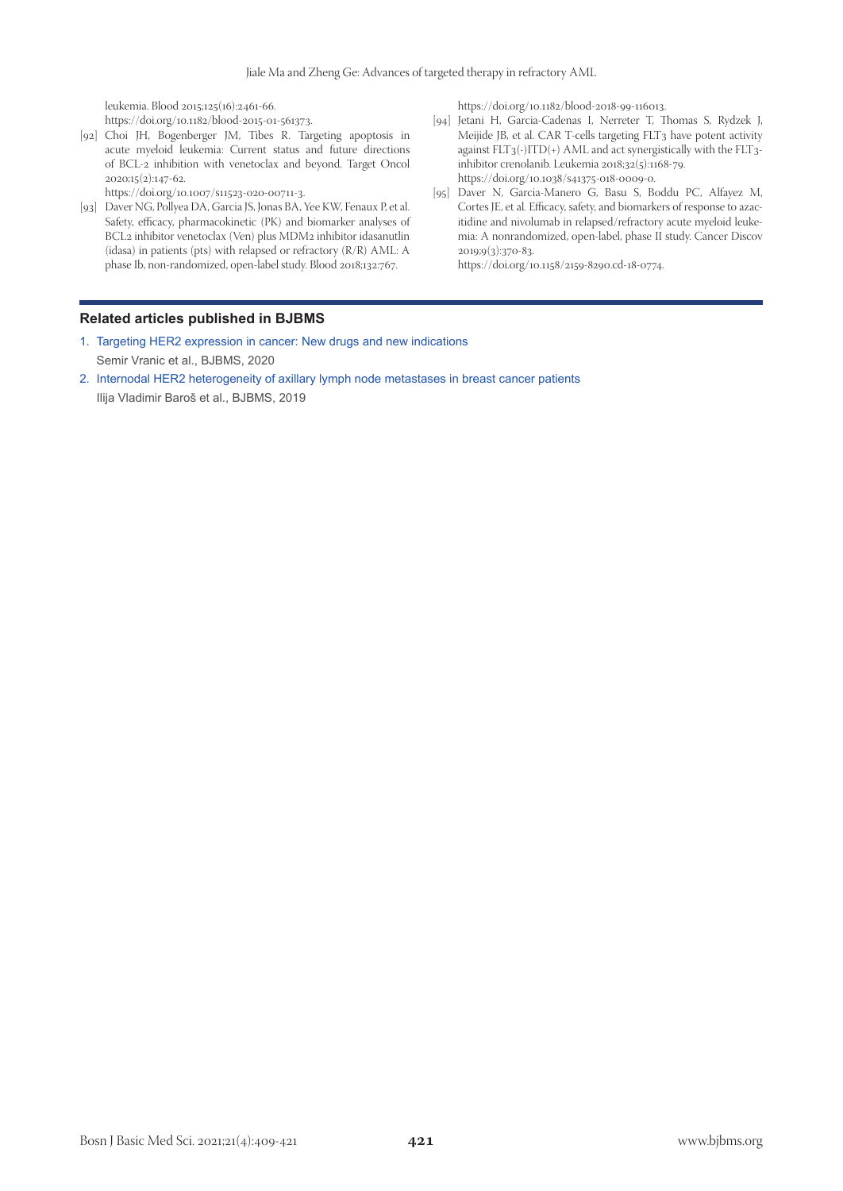leukemia. Blood 2015;125(16):2461-66.
https://doi.org/10.1182/blood-2015-01-561373.

[92] Choi JH, Bogenberger JM, Tibes R. Targeting apoptosis in acute myeloid leukemia: Current status and future directions of BCL-2 inhibition with venetoclax and beyond. Target Oncol 2020;15(2):147-62.
https://doi.org/10.1007/s11523-020-00711-3.

[93] Daver NG, Pollyea DA, Garcia JS, Jonas BA, Yee KW, Fenaux P, et al. Safety, efficacy, pharmacokinetic (PK) and biomarker analyses of BCL2 inhibitor venetoclax (Ven) plus MDM2 inhibitor idasanutlin (idasa) in patients (pts) with relapsed or refractory (R/R) AML: A phase Ib, non-randomized, open-label study. Blood 2018;132:767.
https://doi.org/10.1182/blood-2018-99-116013.

[94] Jetani H, Garcia-Cadenas I, Nerreter T, Thomas S, Rydzek J, Meijide JB, et al. CAR T-cells targeting FLT3 have potent activity against FLT3(-)ITD(+) AML and act synergistically with the FLT3-inhibitor crenolanib. Leukemia 2018;32(5):1168-79.
https://doi.org/10.1038/s41375-018-0009-0.

[95] Daver N, Garcia-Manero G, Basu S, Boddu PC, Alfayez M, Cortes JE, et al. Efficacy, safety, and biomarkers of response to azacitidine and nivolumab in relapsed/refractory acute myeloid leukemia: A nonrandomized, open-label, phase II study. Cancer Discov 2019;9(3):370-83.
https://doi.org/10.1158/2159-8290.cd-18-0774.

## Related articles published in BJBMS

1. Targeting HER2 expression in cancer: New drugs and new indications
   Semir Vranic et al., BJBMS, 2020
2. Internodal HER2 heterogeneity of axillary lymph node metastases in breast cancer patients
   Ilija Vladimir Baroš et al., BJBMS, 2019